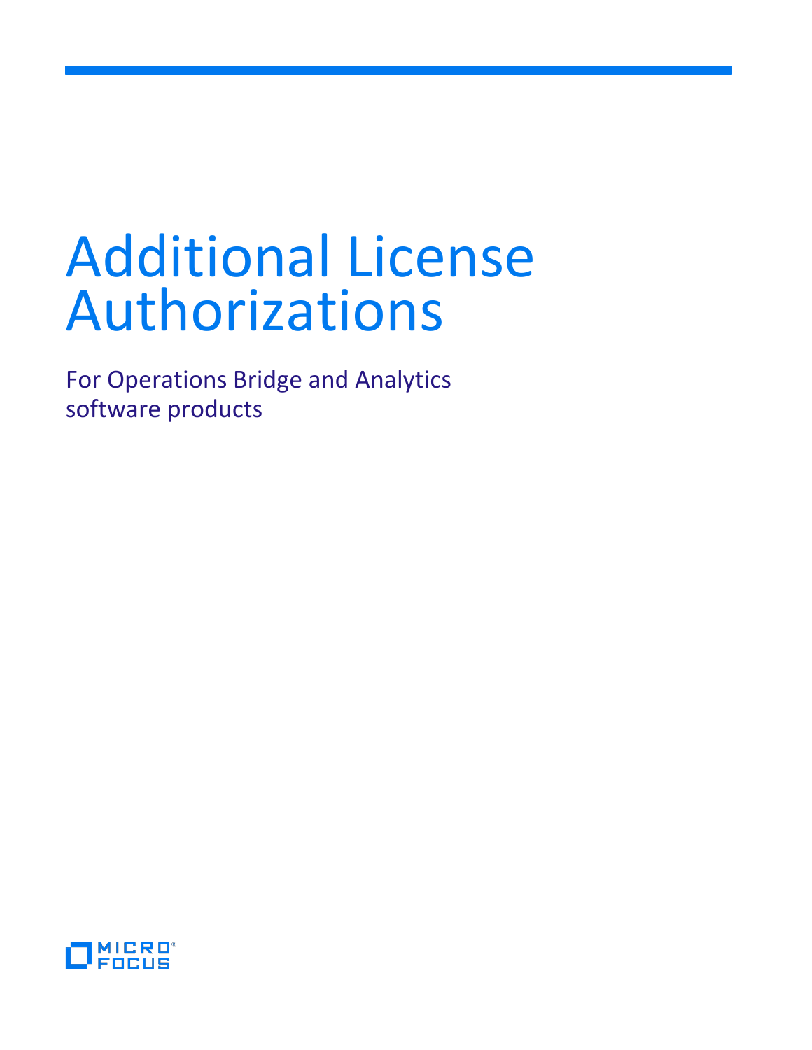# Additional License Authorizations

For Operations Bridge and Analytics software products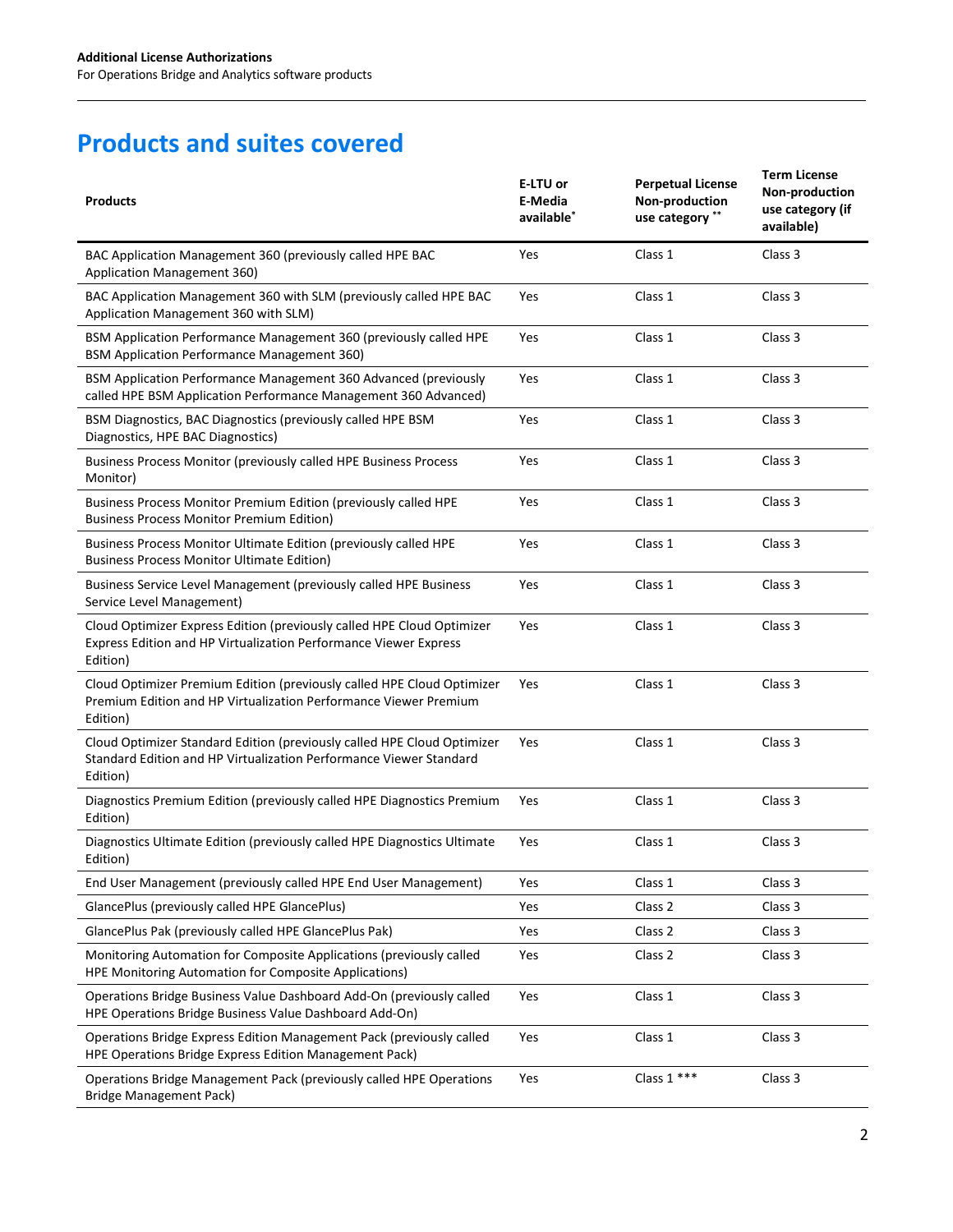## Products and suites covered

| Products | E-LTU or E-Media available* | Perpetual License Non-production use category ** | Term License Non-production use category (if available) |
|---|---|---|---|
| BAC Application Management 360 (previously called HPE BAC Application Management 360) | Yes | Class 1 | Class 3 |
| BAC Application Management 360 with SLM (previously called HPE BAC Application Management 360 with SLM) | Yes | Class 1 | Class 3 |
| BSM Application Performance Management 360 (previously called HPE BSM Application Performance Management 360) | Yes | Class 1 | Class 3 |
| BSM Application Performance Management 360 Advanced (previously called HPE BSM Application Performance Management 360 Advanced) | Yes | Class 1 | Class 3 |
| BSM Diagnostics, BAC Diagnostics (previously called HPE BSM Diagnostics, HPE BAC Diagnostics) | Yes | Class 1 | Class 3 |
| Business Process Monitor (previously called HPE Business Process Monitor) | Yes | Class 1 | Class 3 |
| Business Process Monitor Premium Edition (previously called HPE Business Process Monitor Premium Edition) | Yes | Class 1 | Class 3 |
| Business Process Monitor Ultimate Edition (previously called HPE Business Process Monitor Ultimate Edition) | Yes | Class 1 | Class 3 |
| Business Service Level Management (previously called HPE Business Service Level Management) | Yes | Class 1 | Class 3 |
| Cloud Optimizer Express Edition (previously called HPE Cloud Optimizer Express Edition and HP Virtualization Performance Viewer Express Edition) | Yes | Class 1 | Class 3 |
| Cloud Optimizer Premium Edition (previously called HPE Cloud Optimizer Premium Edition and HP Virtualization Performance Viewer Premium Edition) | Yes | Class 1 | Class 3 |
| Cloud Optimizer Standard Edition (previously called HPE Cloud Optimizer Standard Edition and HP Virtualization Performance Viewer Standard Edition) | Yes | Class 1 | Class 3 |
| Diagnostics Premium Edition (previously called HPE Diagnostics Premium Edition) | Yes | Class 1 | Class 3 |
| Diagnostics Ultimate Edition (previously called HPE Diagnostics Ultimate Edition) | Yes | Class 1 | Class 3 |
| End User Management (previously called HPE End User Management) | Yes | Class 1 | Class 3 |
| GlancePlus (previously called HPE GlancePlus) | Yes | Class 2 | Class 3 |
| GlancePlus Pak (previously called HPE GlancePlus Pak) | Yes | Class 2 | Class 3 |
| Monitoring Automation for Composite Applications (previously called HPE Monitoring Automation for Composite Applications) | Yes | Class 2 | Class 3 |
| Operations Bridge Business Value Dashboard Add-On (previously called HPE Operations Bridge Business Value Dashboard Add-On) | Yes | Class 1 | Class 3 |
| Operations Bridge Express Edition Management Pack (previously called HPE Operations Bridge Express Edition Management Pack) | Yes | Class 1 | Class 3 |
| Operations Bridge Management Pack (previously called HPE Operations Bridge Management Pack) | Yes | Class 1 *** | Class 3 |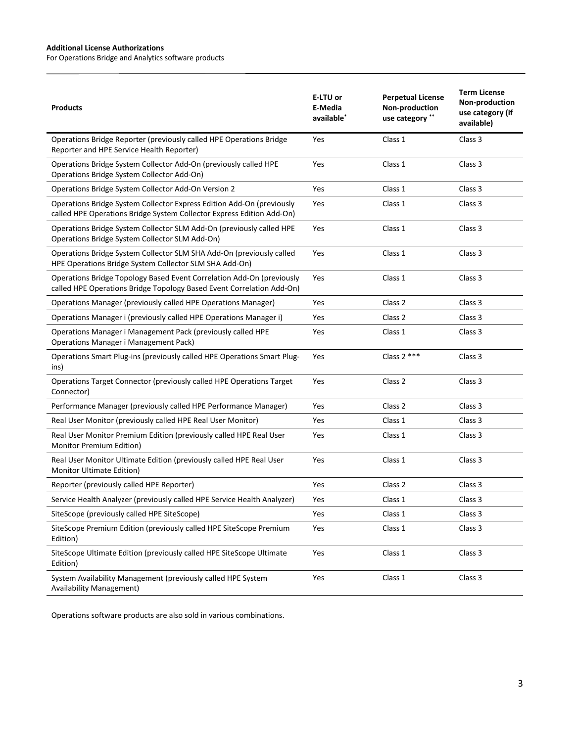| Products | E-LTU or E-Media available* | Perpetual License Non-production use category ** | Term License Non-production use category (if available) |
|---|---|---|---|
| Operations Bridge Reporter (previously called HPE Operations Bridge Reporter and HPE Service Health Reporter) | Yes | Class 1 | Class 3 |
| Operations Bridge System Collector Add-On (previously called HPE Operations Bridge System Collector Add-On) | Yes | Class 1 | Class 3 |
| Operations Bridge System Collector Add-On Version 2 | Yes | Class 1 | Class 3 |
| Operations Bridge System Collector Express Edition Add-On (previously called HPE Operations Bridge System Collector Express Edition Add-On) | Yes | Class 1 | Class 3 |
| Operations Bridge System Collector SLM Add-On (previously called HPE Operations Bridge System Collector SLM Add-On) | Yes | Class 1 | Class 3 |
| Operations Bridge System Collector SLM SHA Add-On (previously called HPE Operations Bridge System Collector SLM SHA Add-On) | Yes | Class 1 | Class 3 |
| Operations Bridge Topology Based Event Correlation Add-On (previously called HPE Operations Bridge Topology Based Event Correlation Add-On) | Yes | Class 1 | Class 3 |
| Operations Manager (previously called HPE Operations Manager) | Yes | Class 2 | Class 3 |
| Operations Manager i (previously called HPE Operations Manager i) | Yes | Class 2 | Class 3 |
| Operations Manager i Management Pack (previously called HPE Operations Manager i Management Pack) | Yes | Class 1 | Class 3 |
| Operations Smart Plug-ins (previously called HPE Operations Smart Plug-ins) | Yes | Class 2 *** | Class 3 |
| Operations Target Connector (previously called HPE Operations Target Connector) | Yes | Class 2 | Class 3 |
| Performance Manager (previously called HPE Performance Manager) | Yes | Class 2 | Class 3 |
| Real User Monitor (previously called HPE Real User Monitor) | Yes | Class 1 | Class 3 |
| Real User Monitor Premium Edition (previously called HPE Real User Monitor Premium Edition) | Yes | Class 1 | Class 3 |
| Real User Monitor Ultimate Edition (previously called HPE Real User Monitor Ultimate Edition) | Yes | Class 1 | Class 3 |
| Reporter (previously called HPE Reporter) | Yes | Class 2 | Class 3 |
| Service Health Analyzer (previously called HPE Service Health Analyzer) | Yes | Class 1 | Class 3 |
| SiteScope (previously called HPE SiteScope) | Yes | Class 1 | Class 3 |
| SiteScope Premium Edition (previously called HPE SiteScope Premium Edition) | Yes | Class 1 | Class 3 |
| SiteScope Ultimate Edition (previously called HPE SiteScope Ultimate Edition) | Yes | Class 1 | Class 3 |
| System Availability Management (previously called HPE System Availability Management) | Yes | Class 1 | Class 3 |

Operations software products are also sold in various combinations.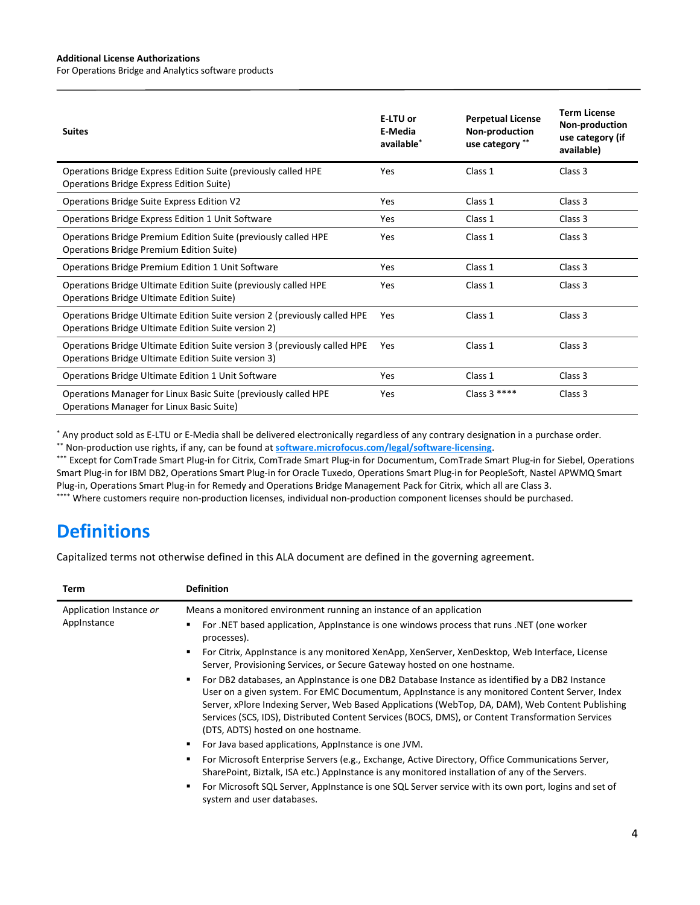| Suites | E-LTU or E-Media available* | Perpetual License Non-production use category ** | Term License Non-production use category (if available) |
|---|---|---|---|
| Operations Bridge Express Edition Suite (previously called HPE Operations Bridge Express Edition Suite) | Yes | Class 1 | Class 3 |
| Operations Bridge Suite Express Edition V2 | Yes | Class 1 | Class 3 |
| Operations Bridge Express Edition 1 Unit Software | Yes | Class 1 | Class 3 |
| Operations Bridge Premium Edition Suite (previously called HPE Operations Bridge Premium Edition Suite) | Yes | Class 1 | Class 3 |
| Operations Bridge Premium Edition 1 Unit Software | Yes | Class 1 | Class 3 |
| Operations Bridge Ultimate Edition Suite (previously called HPE Operations Bridge Ultimate Edition Suite) | Yes | Class 1 | Class 3 |
| Operations Bridge Ultimate Edition Suite version 2 (previously called HPE Operations Bridge Ultimate Edition Suite version 2) | Yes | Class 1 | Class 3 |
| Operations Bridge Ultimate Edition Suite version 3 (previously called HPE Operations Bridge Ultimate Edition Suite version 3) | Yes | Class 1 | Class 3 |
| Operations Bridge Ultimate Edition 1 Unit Software | Yes | Class 1 | Class 3 |
| Operations Manager for Linux Basic Suite (previously called HPE Operations Manager for Linux Basic Suite) | Yes | Class 3 **** | Class 3 |

* Any product sold as E-LTU or E-Media shall be delivered electronically regardless of any contrary designation in a purchase order.
** Non-production use rights, if any, can be found at **software.microfocus.com/legal/software-licensing**.
*** Except for ComTrade Smart Plug-in for Citrix, ComTrade Smart Plug-in for Documentum, ComTrade Smart Plug-in for Siebel, Operations Smart Plug-in for IBM DB2, Operations Smart Plug-in for Oracle Tuxedo, Operations Smart Plug-in for PeopleSoft, Nastel APWMQ Smart Plug-in, Operations Smart Plug-in for Remedy and Operations Bridge Management Pack for Citrix, which all are Class 3.
**** Where customers require non-production licenses, individual non-production component licenses should be purchased.

# Definitions

Capitalized terms not otherwise defined in this ALA document are defined in the governing agreement.

| Term | Definition |
|---|---|
| Application Instance *or* AppInstance | Means a monitored environment running an instance of an application<br>▪ For .NET based application, AppInstance is one windows process that runs .NET (one worker processes).<br>▪ For Citrix, AppInstance is any monitored XenApp, XenServer, XenDesktop, Web Interface, License Server, Provisioning Services, or Secure Gateway hosted on one hostname.<br>▪ For DB2 databases, an AppInstance is one DB2 Database Instance as identified by a DB2 Instance User on a given system. For EMC Documentum, AppInstance is any monitored Content Server, Index Server, xPlore Indexing Server, Web Based Applications (WebTop, DA, DAM), Web Content Publishing Services (SCS, IDS), Distributed Content Services (BOCS, DMS), or Content Transformation Services (DTS, ADTS) hosted on one hostname.<br>▪ For Java based applications, AppInstance is one JVM.<br>▪ For Microsoft Enterprise Servers (e.g., Exchange, Active Directory, Office Communications Server, SharePoint, Biztalk, ISA etc.) AppInstance is any monitored installation of any of the Servers.<br>▪ For Microsoft SQL Server, AppInstance is one SQL Server service with its own port, logins and set of system and user databases. |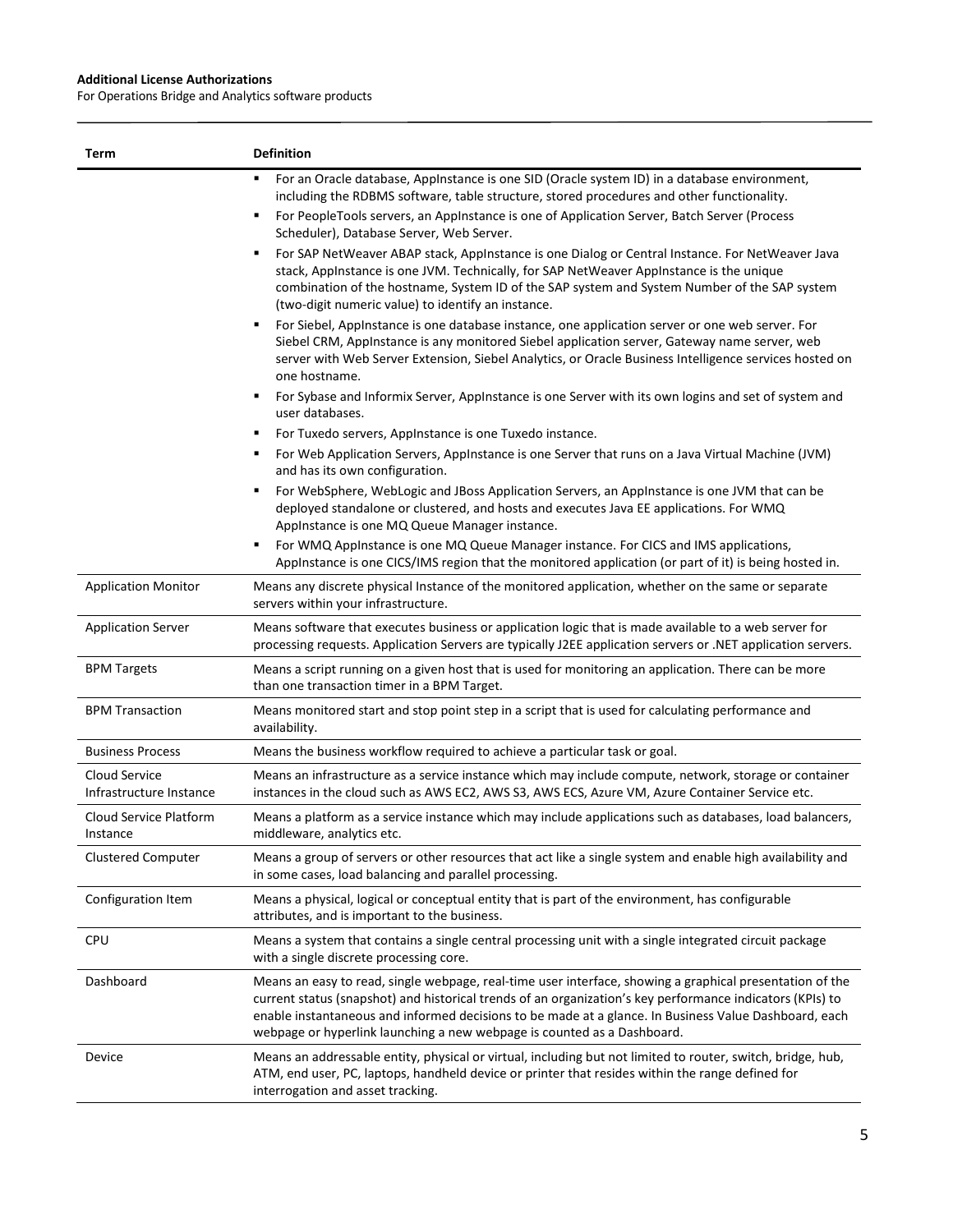| Term | Definition |
|---|---|
| | ▪ For an Oracle database, AppInstance is one SID (Oracle system ID) in a database environment, including the RDBMS software, table structure, stored procedures and other functionality.<br>▪ For PeopleTools servers, an AppInstance is one of Application Server, Batch Server (Process Scheduler), Database Server, Web Server.<br>▪ For SAP NetWeaver ABAP stack, AppInstance is one Dialog or Central Instance. For NetWeaver Java stack, AppInstance is one JVM. Technically, for SAP NetWeaver AppInstance is the unique combination of the hostname, System ID of the SAP system and System Number of the SAP system (two-digit numeric value) to identify an instance.<br>▪ For Siebel, AppInstance is one database instance, one application server or one web server. For Siebel CRM, AppInstance is any monitored Siebel application server, Gateway name server, web server with Web Server Extension, Siebel Analytics, or Oracle Business Intelligence services hosted on one hostname.<br>▪ For Sybase and Informix Server, AppInstance is one Server with its own logins and set of system and user databases.<br>▪ For Tuxedo servers, AppInstance is one Tuxedo instance.<br>▪ For Web Application Servers, AppInstance is one Server that runs on a Java Virtual Machine (JVM) and has its own configuration.<br>▪ For WebSphere, WebLogic and JBoss Application Servers, an AppInstance is one JVM that can be deployed standalone or clustered, and hosts and executes Java EE applications. For WMQ AppInstance is one MQ Queue Manager instance.<br>▪ For WMQ AppInstance is one MQ Queue Manager instance. For CICS and IMS applications, AppInstance is one CICS/IMS region that the monitored application (or part of it) is being hosted in. |
| Application Monitor | Means any discrete physical Instance of the monitored application, whether on the same or separate servers within your infrastructure. |
| Application Server | Means software that executes business or application logic that is made available to a web server for processing requests. Application Servers are typically J2EE application servers or .NET application servers. |
| BPM Targets | Means a script running on a given host that is used for monitoring an application. There can be more than one transaction timer in a BPM Target. |
| BPM Transaction | Means monitored start and stop point step in a script that is used for calculating performance and availability. |
| Business Process | Means the business workflow required to achieve a particular task or goal. |
| Cloud Service Infrastructure Instance | Means an infrastructure as a service instance which may include compute, network, storage or container instances in the cloud such as AWS EC2, AWS S3, AWS ECS, Azure VM, Azure Container Service etc. |
| Cloud Service Platform Instance | Means a platform as a service instance which may include applications such as databases, load balancers, middleware, analytics etc. |
| Clustered Computer | Means a group of servers or other resources that act like a single system and enable high availability and in some cases, load balancing and parallel processing. |
| Configuration Item | Means a physical, logical or conceptual entity that is part of the environment, has configurable attributes, and is important to the business. |
| CPU | Means a system that contains a single central processing unit with a single integrated circuit package with a single discrete processing core. |
| Dashboard | Means an easy to read, single webpage, real-time user interface, showing a graphical presentation of the current status (snapshot) and historical trends of an organization's key performance indicators (KPIs) to enable instantaneous and informed decisions to be made at a glance. In Business Value Dashboard, each webpage or hyperlink launching a new webpage is counted as a Dashboard. |
| Device | Means an addressable entity, physical or virtual, including but not limited to router, switch, bridge, hub, ATM, end user, PC, laptops, handheld device or printer that resides within the range defined for interrogation and asset tracking. |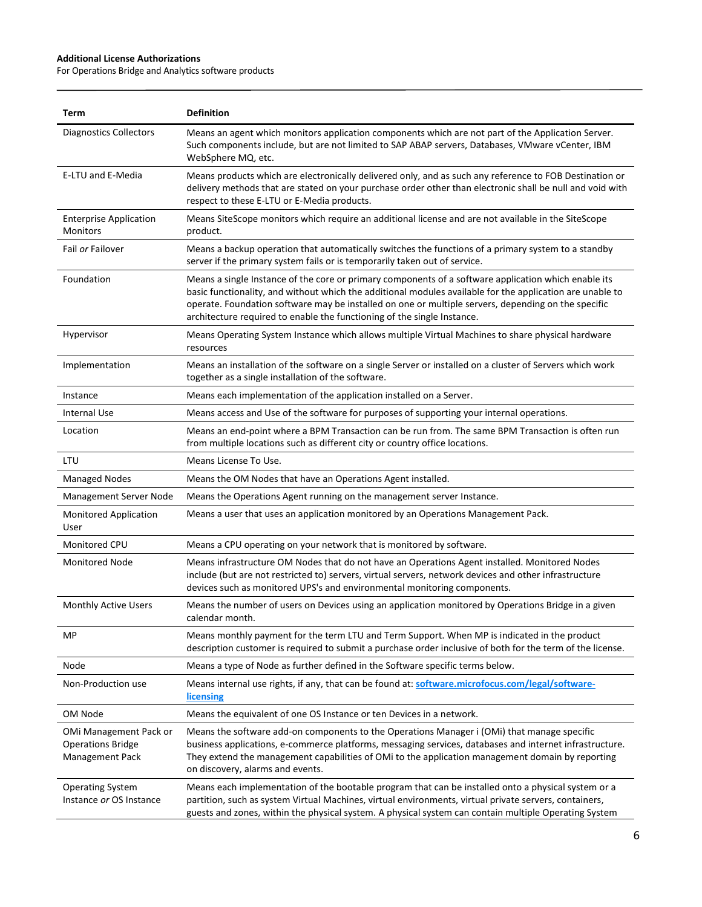| Term | Definition |
|---|---|
| Diagnostics Collectors | Means an agent which monitors application components which are not part of the Application Server. Such components include, but are not limited to SAP ABAP servers, Databases, VMware vCenter, IBM WebSphere MQ, etc. |
| E-LTU and E-Media | Means products which are electronically delivered only, and as such any reference to FOB Destination or delivery methods that are stated on your purchase order other than electronic shall be null and void with respect to these E-LTU or E-Media products. |
| Enterprise Application Monitors | Means SiteScope monitors which require an additional license and are not available in the SiteScope product. |
| Fail *or* Failover | Means a backup operation that automatically switches the functions of a primary system to a standby server if the primary system fails or is temporarily taken out of service. |
| Foundation | Means a single Instance of the core or primary components of a software application which enable its basic functionality, and without which the additional modules available for the application are unable to operate. Foundation software may be installed on one or multiple servers, depending on the specific architecture required to enable the functioning of the single Instance. |
| Hypervisor | Means Operating System Instance which allows multiple Virtual Machines to share physical hardware resources |
| Implementation | Means an installation of the software on a single Server or installed on a cluster of Servers which work together as a single installation of the software. |
| Instance | Means each implementation of the application installed on a Server. |
| Internal Use | Means access and Use of the software for purposes of supporting your internal operations. |
| Location | Means an end-point where a BPM Transaction can be run from. The same BPM Transaction is often run from multiple locations such as different city or country office locations. |
| LTU | Means License To Use. |
| Managed Nodes | Means the OM Nodes that have an Operations Agent installed. |
| Management Server Node | Means the Operations Agent running on the management server Instance. |
| Monitored Application User | Means a user that uses an application monitored by an Operations Management Pack. |
| Monitored CPU | Means a CPU operating on your network that is monitored by software. |
| Monitored Node | Means infrastructure OM Nodes that do not have an Operations Agent installed. Monitored Nodes include (but are not restricted to) servers, virtual servers, network devices and other infrastructure devices such as monitored UPS's and environmental monitoring components. |
| Monthly Active Users | Means the number of users on Devices using an application monitored by Operations Bridge in a given calendar month. |
| MP | Means monthly payment for the term LTU and Term Support. When MP is indicated in the product description customer is required to submit a purchase order inclusive of both for the term of the license. |
| Node | Means a type of Node as further defined in the Software specific terms below. |
| Non-Production use | Means internal use rights, if any, that can be found at: [software.microfocus.com/legal/software-licensing](software.microfocus.com/legal/software-licensing) |
| OM Node | Means the equivalent of one OS Instance or ten Devices in a network. |
| OMi Management Pack or Operations Bridge Management Pack | Means the software add-on components to the Operations Manager i (OMi) that manage specific business applications, e-commerce platforms, messaging services, databases and internet infrastructure. They extend the management capabilities of OMi to the application management domain by reporting on discovery, alarms and events. |
| Operating System Instance *or* OS Instance | Means each implementation of the bootable program that can be installed onto a physical system or a partition, such as system Virtual Machines, virtual environments, virtual private servers, containers, guests and zones, within the physical system. A physical system can contain multiple Operating System |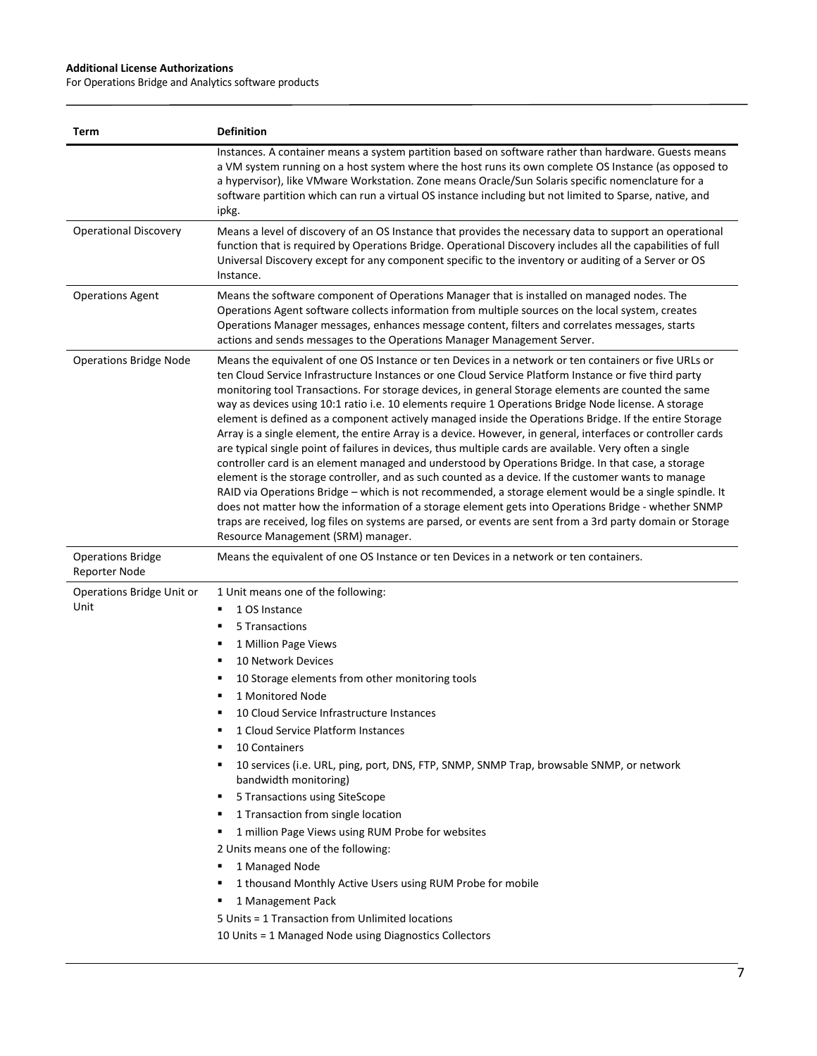| Term | Definition |
| --- | --- |
| | Instances. A container means a system partition based on software rather than hardware. Guests means a VM system running on a host system where the host runs its own complete OS Instance (as opposed to a hypervisor), like VMware Workstation. Zone means Oracle/Sun Solaris specific nomenclature for a software partition which can run a virtual OS instance including but not limited to Sparse, native, and ipkg. |
| Operational Discovery | Means a level of discovery of an OS Instance that provides the necessary data to support an operational function that is required by Operations Bridge. Operational Discovery includes all the capabilities of full Universal Discovery except for any component specific to the inventory or auditing of a Server or OS Instance. |
| Operations Agent | Means the software component of Operations Manager that is installed on managed nodes. The Operations Agent software collects information from multiple sources on the local system, creates Operations Manager messages, enhances message content, filters and correlates messages, starts actions and sends messages to the Operations Manager Management Server. |
| Operations Bridge Node | Means the equivalent of one OS Instance or ten Devices in a network or ten containers or five URLs or ten Cloud Service Infrastructure Instances or one Cloud Service Platform Instance or five third party monitoring tool Transactions. For storage devices, in general Storage elements are counted the same way as devices using 10:1 ratio i.e. 10 elements require 1 Operations Bridge Node license. A storage element is defined as a component actively managed inside the Operations Bridge. If the entire Storage Array is a single element, the entire Array is a device. However, in general, interfaces or controller cards are typical single point of failures in devices, thus multiple cards are available. Very often a single controller card is an element managed and understood by Operations Bridge. In that case, a storage element is the storage controller, and as such counted as a device. If the customer wants to manage RAID via Operations Bridge – which is not recommended, a storage element would be a single spindle. It does not matter how the information of a storage element gets into Operations Bridge - whether SNMP traps are received, log files on systems are parsed, or events are sent from a 3rd party domain or Storage Resource Management (SRM) manager. |
| Operations Bridge Reporter Node | Means the equivalent of one OS Instance or ten Devices in a network or ten containers. |
| Operations Bridge Unit or Unit | 1 Unit means one of the following:<br>▪ 1 OS Instance<br>▪ 5 Transactions<br>▪ 1 Million Page Views<br>▪ 10 Network Devices<br>▪ 10 Storage elements from other monitoring tools<br>▪ 1 Monitored Node<br>▪ 10 Cloud Service Infrastructure Instances<br>▪ 1 Cloud Service Platform Instances<br>▪ 10 Containers<br>▪ 10 services (i.e. URL, ping, port, DNS, FTP, SNMP, SNMP Trap, browsable SNMP, or network bandwidth monitoring)<br>▪ 5 Transactions using SiteScope<br>▪ 1 Transaction from single location<br>▪ 1 million Page Views using RUM Probe for websites<br>2 Units means one of the following:<br>▪ 1 Managed Node<br>▪ 1 thousand Monthly Active Users using RUM Probe for mobile<br>▪ 1 Management Pack<br>5 Units = 1 Transaction from Unlimited locations<br>10 Units = 1 Managed Node using Diagnostics Collectors |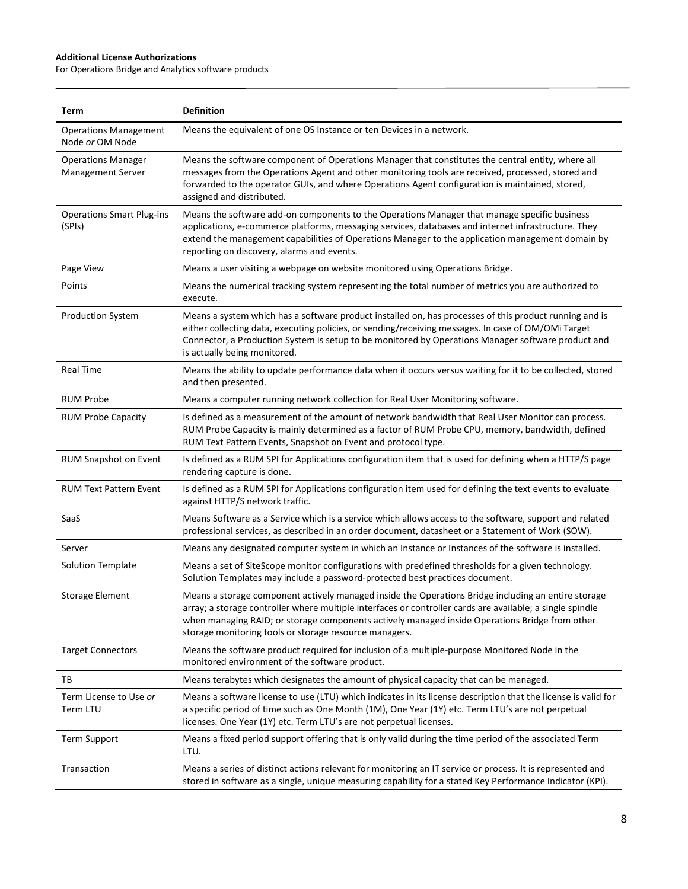| Term | Definition |
| --- | --- |
| Operations Management Node *or* OM Node | Means the equivalent of one OS Instance or ten Devices in a network. |
| Operations Manager Management Server | Means the software component of Operations Manager that constitutes the central entity, where all messages from the Operations Agent and other monitoring tools are received, processed, stored and forwarded to the operator GUIs, and where Operations Agent configuration is maintained, stored, assigned and distributed. |
| Operations Smart Plug-ins (SPIs) | Means the software add-on components to the Operations Manager that manage specific business applications, e-commerce platforms, messaging services, databases and internet infrastructure. They extend the management capabilities of Operations Manager to the application management domain by reporting on discovery, alarms and events. |
| Page View | Means a user visiting a webpage on website monitored using Operations Bridge. |
| Points | Means the numerical tracking system representing the total number of metrics you are authorized to execute. |
| Production System | Means a system which has a software product installed on, has processes of this product running and is either collecting data, executing policies, or sending/receiving messages. In case of OM/OMi Target Connector, a Production System is setup to be monitored by Operations Manager software product and is actually being monitored. |
| Real Time | Means the ability to update performance data when it occurs versus waiting for it to be collected, stored and then presented. |
| RUM Probe | Means a computer running network collection for Real User Monitoring software. |
| RUM Probe Capacity | Is defined as a measurement of the amount of network bandwidth that Real User Monitor can process. RUM Probe Capacity is mainly determined as a factor of RUM Probe CPU, memory, bandwidth, defined RUM Text Pattern Events, Snapshot on Event and protocol type. |
| RUM Snapshot on Event | Is defined as a RUM SPI for Applications configuration item that is used for defining when a HTTP/S page rendering capture is done. |
| RUM Text Pattern Event | Is defined as a RUM SPI for Applications configuration item used for defining the text events to evaluate against HTTP/S network traffic. |
| SaaS | Means Software as a Service which is a service which allows access to the software, support and related professional services, as described in an order document, datasheet or a Statement of Work (SOW). |
| Server | Means any designated computer system in which an Instance or Instances of the software is installed. |
| Solution Template | Means a set of SiteScope monitor configurations with predefined thresholds for a given technology. Solution Templates may include a password-protected best practices document. |
| Storage Element | Means a storage component actively managed inside the Operations Bridge including an entire storage array; a storage controller where multiple interfaces or controller cards are available; a single spindle when managing RAID; or storage components actively managed inside Operations Bridge from other storage monitoring tools or storage resource managers. |
| Target Connectors | Means the software product required for inclusion of a multiple-purpose Monitored Node in the monitored environment of the software product. |
| TB | Means terabytes which designates the amount of physical capacity that can be managed. |
| Term License to Use *or* Term LTU | Means a software license to use (LTU) which indicates in its license description that the license is valid for a specific period of time such as One Month (1M), One Year (1Y) etc. Term LTU's are not perpetual licenses. One Year (1Y) etc. Term LTU's are not perpetual licenses. |
| Term Support | Means a fixed period support offering that is only valid during the time period of the associated Term LTU. |
| Transaction | Means a series of distinct actions relevant for monitoring an IT service or process. It is represented and stored in software as a single, unique measuring capability for a stated Key Performance Indicator (KPI). |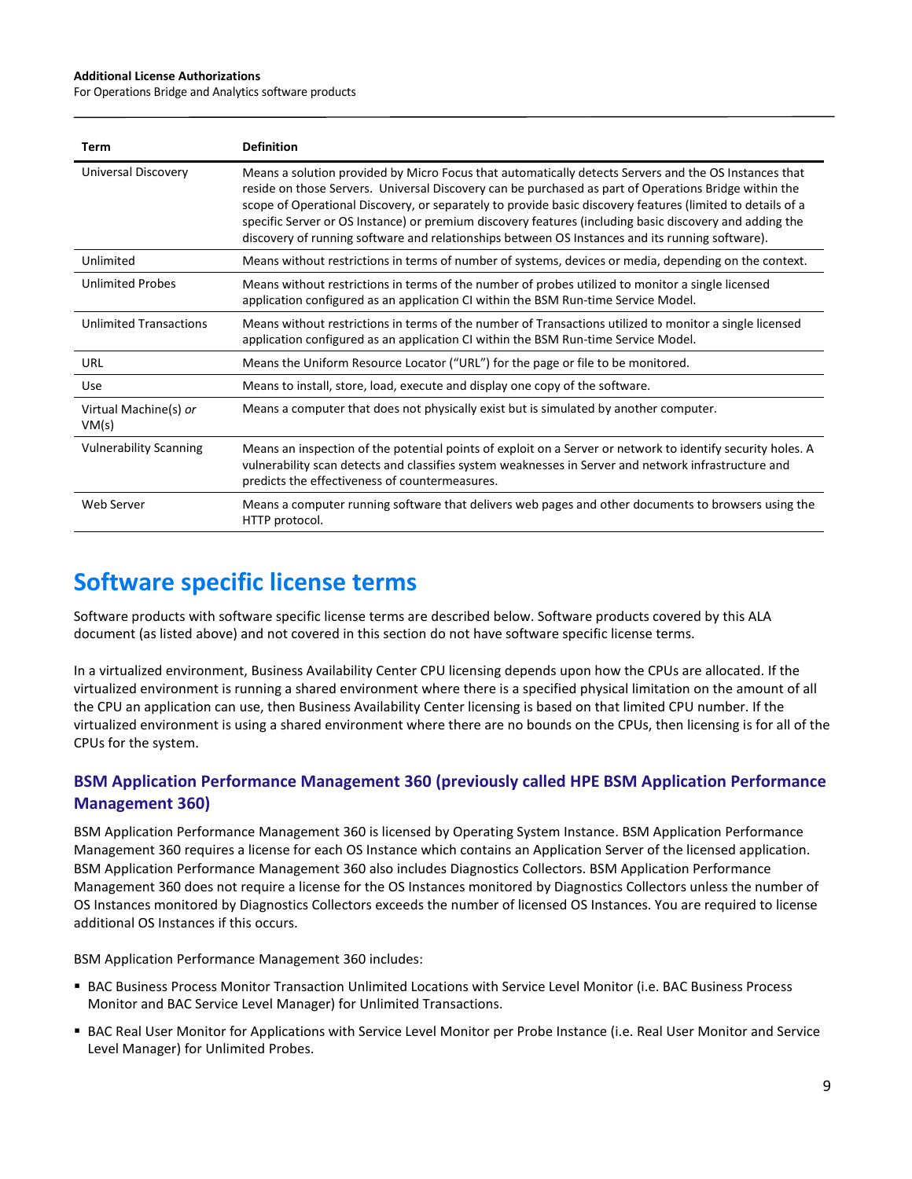| Term | Definition |
| --- | --- |
| Universal Discovery | Means a solution provided by Micro Focus that automatically detects Servers and the OS Instances that reside on those Servers. Universal Discovery can be purchased as part of Operations Bridge within the scope of Operational Discovery, or separately to provide basic discovery features (limited to details of a specific Server or OS Instance) or premium discovery features (including basic discovery and adding the discovery of running software and relationships between OS Instances and its running software). |
| Unlimited | Means without restrictions in terms of number of systems, devices or media, depending on the context. |
| Unlimited Probes | Means without restrictions in terms of the number of probes utilized to monitor a single licensed application configured as an application CI within the BSM Run-time Service Model. |
| Unlimited Transactions | Means without restrictions in terms of the number of Transactions utilized to monitor a single licensed application configured as an application CI within the BSM Run-time Service Model. |
| URL | Means the Uniform Resource Locator ("URL") for the page or file to be monitored. |
| Use | Means to install, store, load, execute and display one copy of the software. |
| Virtual Machine(s) *or* VM(s) | Means a computer that does not physically exist but is simulated by another computer. |
| Vulnerability Scanning | Means an inspection of the potential points of exploit on a Server or network to identify security holes. A vulnerability scan detects and classifies system weaknesses in Server and network infrastructure and predicts the effectiveness of countermeasures. |
| Web Server | Means a computer running software that delivers web pages and other documents to browsers using the HTTP protocol. |

# Software specific license terms

Software products with software specific license terms are described below. Software products covered by this ALA document (as listed above) and not covered in this section do not have software specific license terms.

In a virtualized environment, Business Availability Center CPU licensing depends upon how the CPUs are allocated. If the virtualized environment is running a shared environment where there is a specified physical limitation on the amount of all the CPU an application can use, then Business Availability Center licensing is based on that limited CPU number. If the virtualized environment is using a shared environment where there are no bounds on the CPUs, then licensing is for all of the CPUs for the system.

## BSM Application Performance Management 360 (previously called HPE BSM Application Performance Management 360)

BSM Application Performance Management 360 is licensed by Operating System Instance. BSM Application Performance Management 360 requires a license for each OS Instance which contains an Application Server of the licensed application. BSM Application Performance Management 360 also includes Diagnostics Collectors. BSM Application Performance Management 360 does not require a license for the OS Instances monitored by Diagnostics Collectors unless the number of OS Instances monitored by Diagnostics Collectors exceeds the number of licensed OS Instances. You are required to license additional OS Instances if this occurs.

BSM Application Performance Management 360 includes:

- BAC Business Process Monitor Transaction Unlimited Locations with Service Level Monitor (i.e. BAC Business Process Monitor and BAC Service Level Manager) for Unlimited Transactions.
- BAC Real User Monitor for Applications with Service Level Monitor per Probe Instance (i.e. Real User Monitor and Service Level Manager) for Unlimited Probes.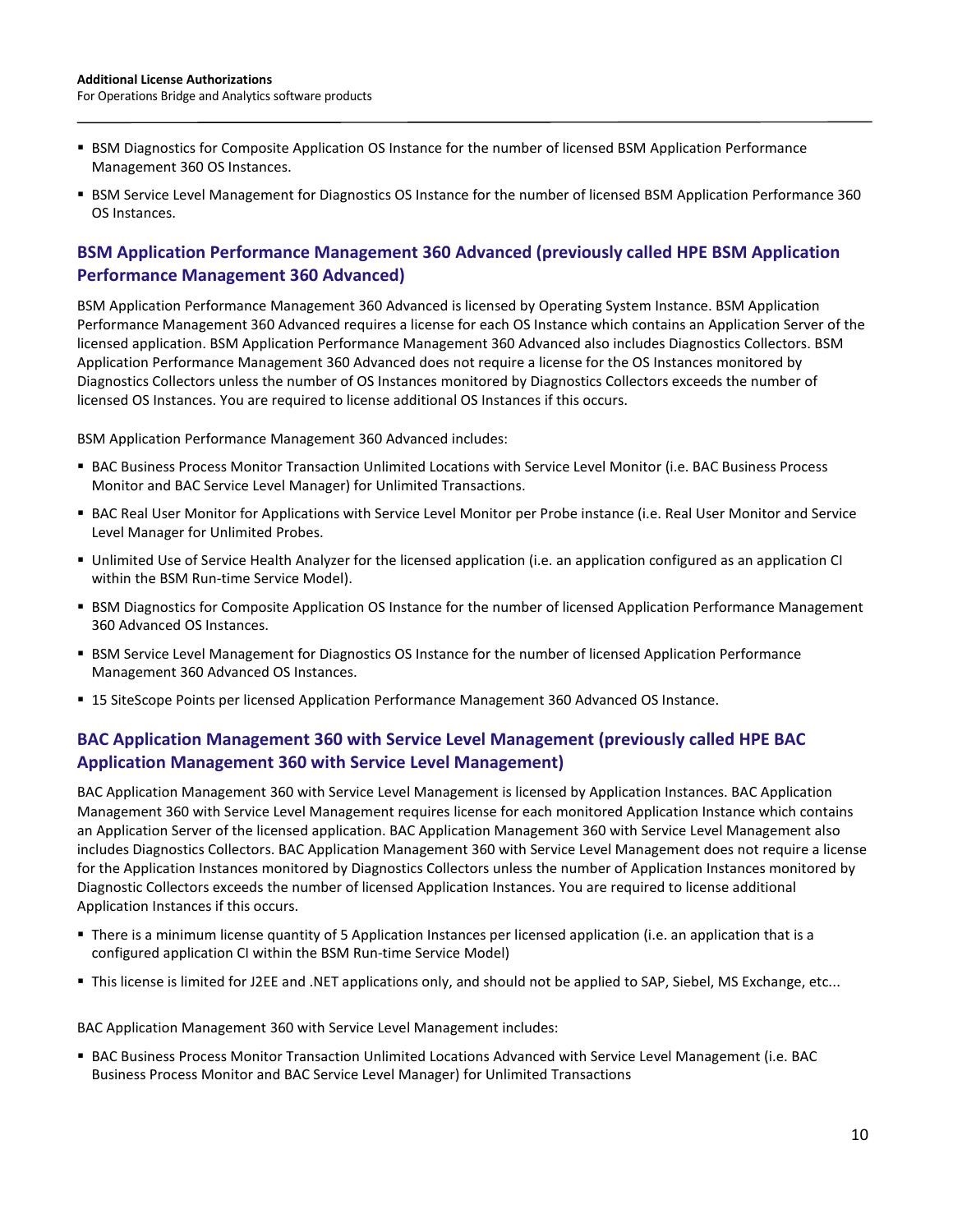- BSM Diagnostics for Composite Application OS Instance for the number of licensed BSM Application Performance Management 360 OS Instances.
- BSM Service Level Management for Diagnostics OS Instance for the number of licensed BSM Application Performance 360 OS Instances.

## BSM Application Performance Management 360 Advanced (previously called HPE BSM Application Performance Management 360 Advanced)

BSM Application Performance Management 360 Advanced is licensed by Operating System Instance. BSM Application Performance Management 360 Advanced requires a license for each OS Instance which contains an Application Server of the licensed application. BSM Application Performance Management 360 Advanced also includes Diagnostics Collectors. BSM Application Performance Management 360 Advanced does not require a license for the OS Instances monitored by Diagnostics Collectors unless the number of OS Instances monitored by Diagnostics Collectors exceeds the number of licensed OS Instances. You are required to license additional OS Instances if this occurs.

BSM Application Performance Management 360 Advanced includes:

- BAC Business Process Monitor Transaction Unlimited Locations with Service Level Monitor (i.e. BAC Business Process Monitor and BAC Service Level Manager) for Unlimited Transactions.
- BAC Real User Monitor for Applications with Service Level Monitor per Probe instance (i.e. Real User Monitor and Service Level Manager for Unlimited Probes.
- Unlimited Use of Service Health Analyzer for the licensed application (i.e. an application configured as an application CI within the BSM Run-time Service Model).
- BSM Diagnostics for Composite Application OS Instance for the number of licensed Application Performance Management 360 Advanced OS Instances.
- BSM Service Level Management for Diagnostics OS Instance for the number of licensed Application Performance Management 360 Advanced OS Instances.
- 15 SiteScope Points per licensed Application Performance Management 360 Advanced OS Instance.

## BAC Application Management 360 with Service Level Management (previously called HPE BAC Application Management 360 with Service Level Management)

BAC Application Management 360 with Service Level Management is licensed by Application Instances. BAC Application Management 360 with Service Level Management requires license for each monitored Application Instance which contains an Application Server of the licensed application. BAC Application Management 360 with Service Level Management also includes Diagnostics Collectors. BAC Application Management 360 with Service Level Management does not require a license for the Application Instances monitored by Diagnostics Collectors unless the number of Application Instances monitored by Diagnostic Collectors exceeds the number of licensed Application Instances. You are required to license additional Application Instances if this occurs.

- There is a minimum license quantity of 5 Application Instances per licensed application (i.e. an application that is a configured application CI within the BSM Run-time Service Model)
- This license is limited for J2EE and .NET applications only, and should not be applied to SAP, Siebel, MS Exchange, etc...

BAC Application Management 360 with Service Level Management includes:

- BAC Business Process Monitor Transaction Unlimited Locations Advanced with Service Level Management (i.e. BAC Business Process Monitor and BAC Service Level Manager) for Unlimited Transactions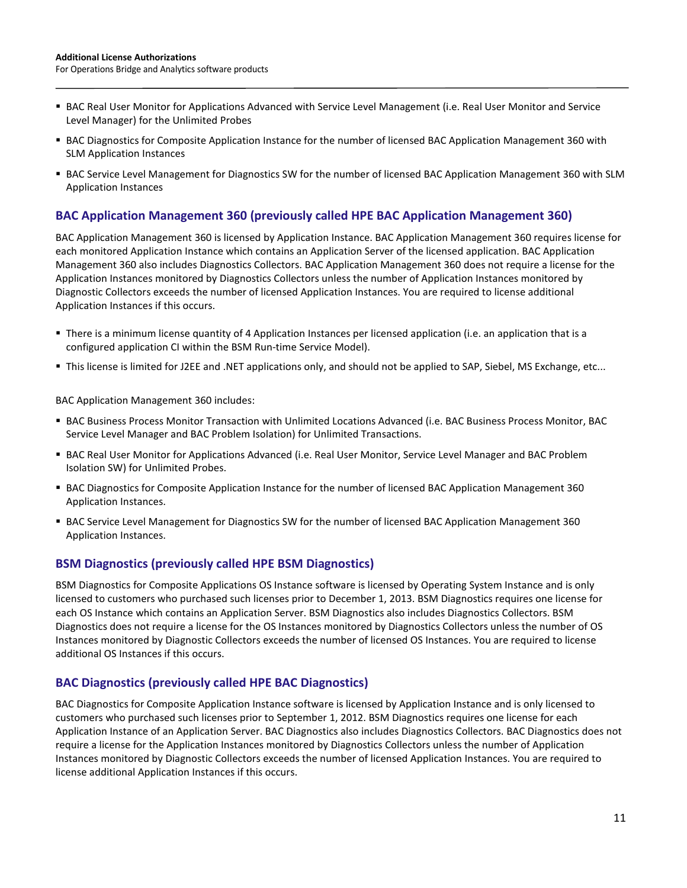- BAC Real User Monitor for Applications Advanced with Service Level Management (i.e. Real User Monitor and Service Level Manager) for the Unlimited Probes
- BAC Diagnostics for Composite Application Instance for the number of licensed BAC Application Management 360 with SLM Application Instances
- BAC Service Level Management for Diagnostics SW for the number of licensed BAC Application Management 360 with SLM Application Instances

## BAC Application Management 360 (previously called HPE BAC Application Management 360)

BAC Application Management 360 is licensed by Application Instance. BAC Application Management 360 requires license for each monitored Application Instance which contains an Application Server of the licensed application. BAC Application Management 360 also includes Diagnostics Collectors. BAC Application Management 360 does not require a license for the Application Instances monitored by Diagnostics Collectors unless the number of Application Instances monitored by Diagnostic Collectors exceeds the number of licensed Application Instances. You are required to license additional Application Instances if this occurs.

- There is a minimum license quantity of 4 Application Instances per licensed application (i.e. an application that is a configured application CI within the BSM Run-time Service Model).
- This license is limited for J2EE and .NET applications only, and should not be applied to SAP, Siebel, MS Exchange, etc...

BAC Application Management 360 includes:

- BAC Business Process Monitor Transaction with Unlimited Locations Advanced (i.e. BAC Business Process Monitor, BAC Service Level Manager and BAC Problem Isolation) for Unlimited Transactions.
- BAC Real User Monitor for Applications Advanced (i.e. Real User Monitor, Service Level Manager and BAC Problem Isolation SW) for Unlimited Probes.
- BAC Diagnostics for Composite Application Instance for the number of licensed BAC Application Management 360 Application Instances.
- BAC Service Level Management for Diagnostics SW for the number of licensed BAC Application Management 360 Application Instances.

## BSM Diagnostics (previously called HPE BSM Diagnostics)

BSM Diagnostics for Composite Applications OS Instance software is licensed by Operating System Instance and is only licensed to customers who purchased such licenses prior to December 1, 2013. BSM Diagnostics requires one license for each OS Instance which contains an Application Server. BSM Diagnostics also includes Diagnostics Collectors. BSM Diagnostics does not require a license for the OS Instances monitored by Diagnostics Collectors unless the number of OS Instances monitored by Diagnostic Collectors exceeds the number of licensed OS Instances. You are required to license additional OS Instances if this occurs.

## BAC Diagnostics (previously called HPE BAC Diagnostics)

BAC Diagnostics for Composite Application Instance software is licensed by Application Instance and is only licensed to customers who purchased such licenses prior to September 1, 2012. BSM Diagnostics requires one license for each Application Instance of an Application Server. BAC Diagnostics also includes Diagnostics Collectors. BAC Diagnostics does not require a license for the Application Instances monitored by Diagnostics Collectors unless the number of Application Instances monitored by Diagnostic Collectors exceeds the number of licensed Application Instances. You are required to license additional Application Instances if this occurs.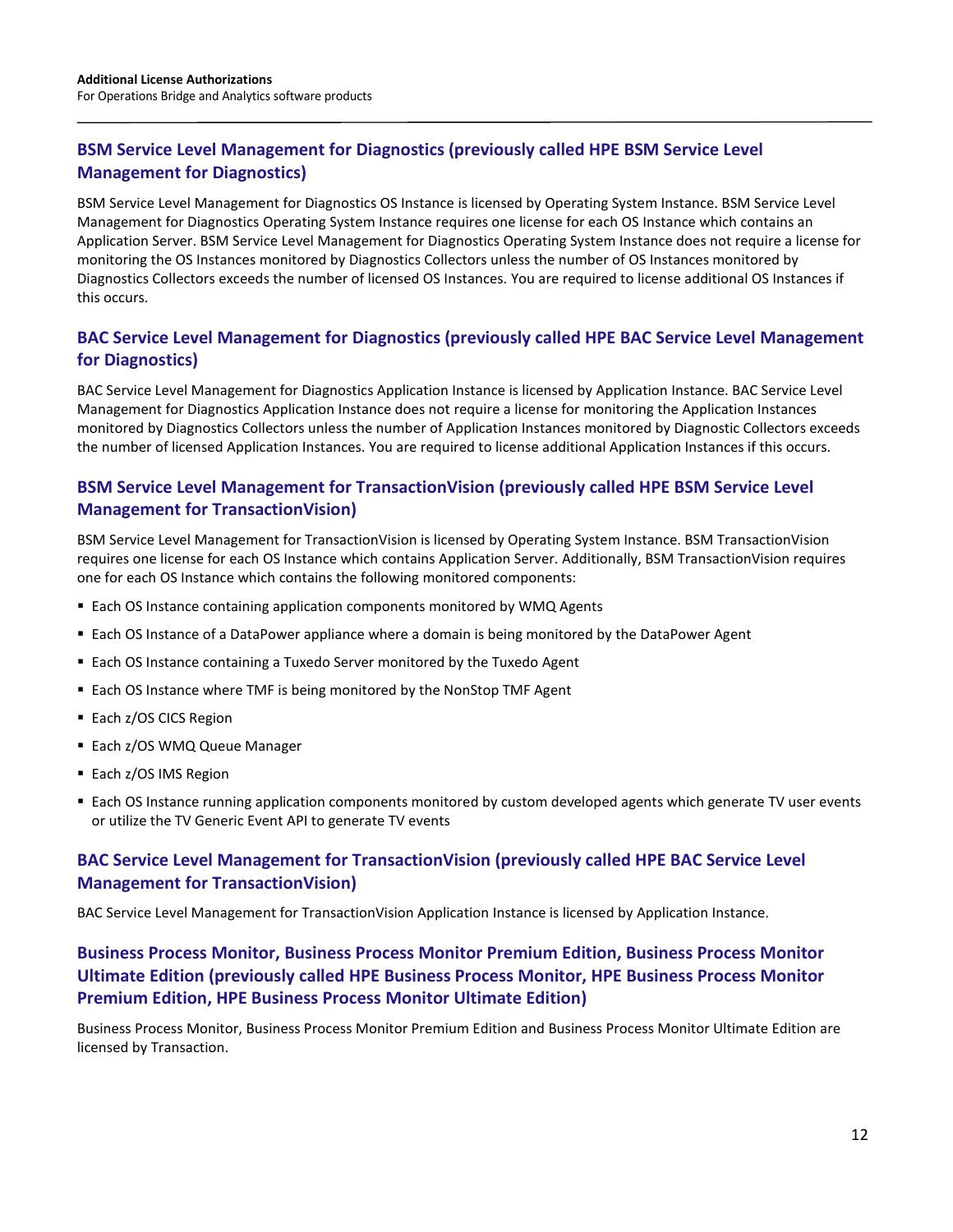## BSM Service Level Management for Diagnostics (previously called HPE BSM Service Level Management for Diagnostics)

BSM Service Level Management for Diagnostics OS Instance is licensed by Operating System Instance. BSM Service Level Management for Diagnostics Operating System Instance requires one license for each OS Instance which contains an Application Server. BSM Service Level Management for Diagnostics Operating System Instance does not require a license for monitoring the OS Instances monitored by Diagnostics Collectors unless the number of OS Instances monitored by Diagnostics Collectors exceeds the number of licensed OS Instances. You are required to license additional OS Instances if this occurs.

## BAC Service Level Management for Diagnostics (previously called HPE BAC Service Level Management for Diagnostics)

BAC Service Level Management for Diagnostics Application Instance is licensed by Application Instance. BAC Service Level Management for Diagnostics Application Instance does not require a license for monitoring the Application Instances monitored by Diagnostics Collectors unless the number of Application Instances monitored by Diagnostic Collectors exceeds the number of licensed Application Instances. You are required to license additional Application Instances if this occurs.

## BSM Service Level Management for TransactionVision (previously called HPE BSM Service Level Management for TransactionVision)

BSM Service Level Management for TransactionVision is licensed by Operating System Instance. BSM TransactionVision requires one license for each OS Instance which contains Application Server. Additionally, BSM TransactionVision requires one for each OS Instance which contains the following monitored components:

- Each OS Instance containing application components monitored by WMQ Agents
- Each OS Instance of a DataPower appliance where a domain is being monitored by the DataPower Agent
- Each OS Instance containing a Tuxedo Server monitored by the Tuxedo Agent
- Each OS Instance where TMF is being monitored by the NonStop TMF Agent
- Each z/OS CICS Region
- Each z/OS WMQ Queue Manager
- Each z/OS IMS Region
- Each OS Instance running application components monitored by custom developed agents which generate TV user events or utilize the TV Generic Event API to generate TV events

## BAC Service Level Management for TransactionVision (previously called HPE BAC Service Level Management for TransactionVision)

BAC Service Level Management for TransactionVision Application Instance is licensed by Application Instance.

## Business Process Monitor, Business Process Monitor Premium Edition, Business Process Monitor Ultimate Edition (previously called HPE Business Process Monitor, HPE Business Process Monitor Premium Edition, HPE Business Process Monitor Ultimate Edition)

Business Process Monitor, Business Process Monitor Premium Edition and Business Process Monitor Ultimate Edition are licensed by Transaction.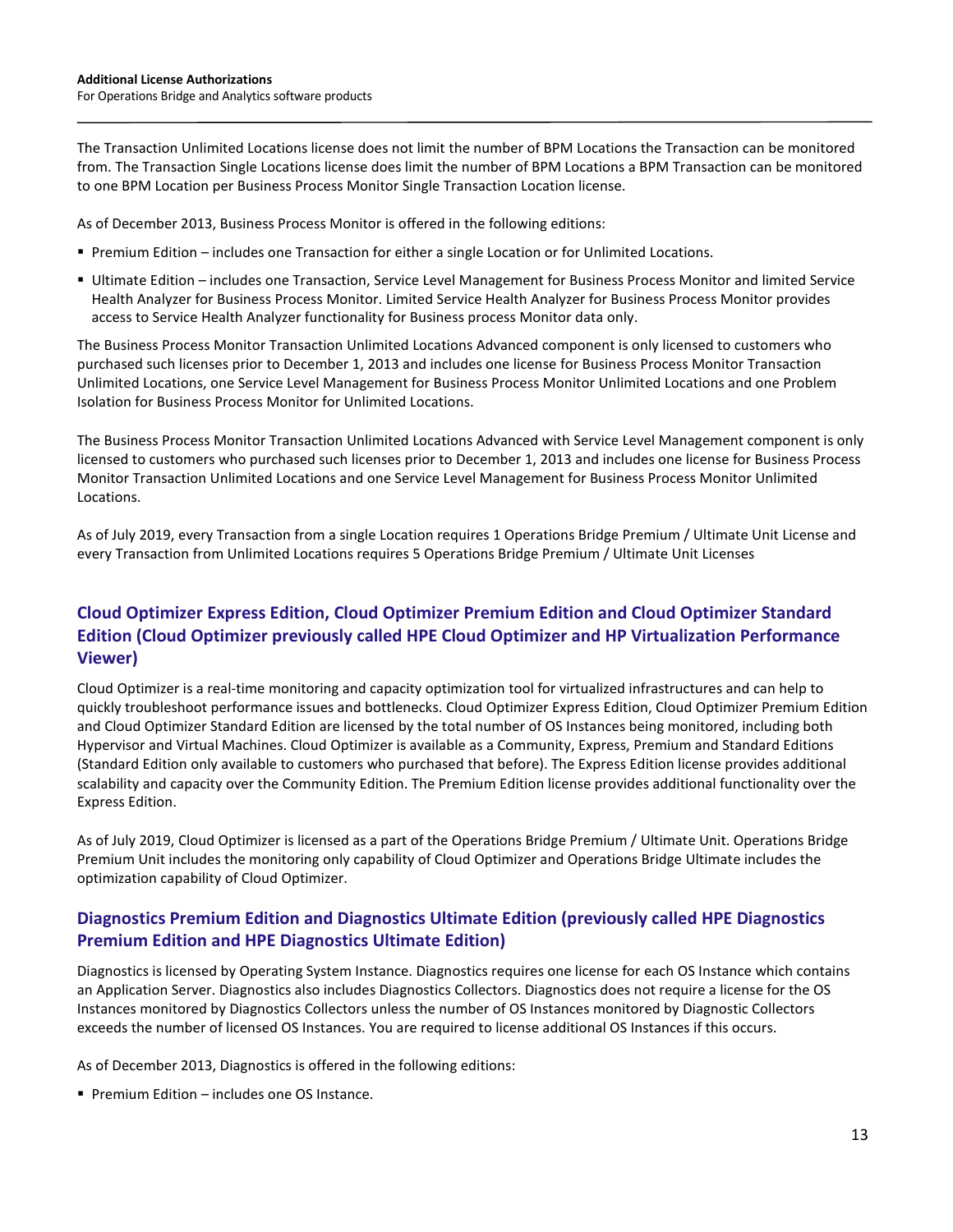The Transaction Unlimited Locations license does not limit the number of BPM Locations the Transaction can be monitored from. The Transaction Single Locations license does limit the number of BPM Locations a BPM Transaction can be monitored to one BPM Location per Business Process Monitor Single Transaction Location license.

As of December 2013, Business Process Monitor is offered in the following editions:

- Premium Edition – includes one Transaction for either a single Location or for Unlimited Locations.
- Ultimate Edition – includes one Transaction, Service Level Management for Business Process Monitor and limited Service Health Analyzer for Business Process Monitor. Limited Service Health Analyzer for Business Process Monitor provides access to Service Health Analyzer functionality for Business process Monitor data only.

The Business Process Monitor Transaction Unlimited Locations Advanced component is only licensed to customers who purchased such licenses prior to December 1, 2013 and includes one license for Business Process Monitor Transaction Unlimited Locations, one Service Level Management for Business Process Monitor Unlimited Locations and one Problem Isolation for Business Process Monitor for Unlimited Locations.

The Business Process Monitor Transaction Unlimited Locations Advanced with Service Level Management component is only licensed to customers who purchased such licenses prior to December 1, 2013 and includes one license for Business Process Monitor Transaction Unlimited Locations and one Service Level Management for Business Process Monitor Unlimited Locations.

As of July 2019, every Transaction from a single Location requires 1 Operations Bridge Premium / Ultimate Unit License and every Transaction from Unlimited Locations requires 5 Operations Bridge Premium / Ultimate Unit Licenses

## Cloud Optimizer Express Edition, Cloud Optimizer Premium Edition and Cloud Optimizer Standard Edition (Cloud Optimizer previously called HPE Cloud Optimizer and HP Virtualization Performance Viewer)

Cloud Optimizer is a real-time monitoring and capacity optimization tool for virtualized infrastructures and can help to quickly troubleshoot performance issues and bottlenecks. Cloud Optimizer Express Edition, Cloud Optimizer Premium Edition and Cloud Optimizer Standard Edition are licensed by the total number of OS Instances being monitored, including both Hypervisor and Virtual Machines. Cloud Optimizer is available as a Community, Express, Premium and Standard Editions (Standard Edition only available to customers who purchased that before). The Express Edition license provides additional scalability and capacity over the Community Edition. The Premium Edition license provides additional functionality over the Express Edition.

As of July 2019, Cloud Optimizer is licensed as a part of the Operations Bridge Premium / Ultimate Unit. Operations Bridge Premium Unit includes the monitoring only capability of Cloud Optimizer and Operations Bridge Ultimate includes the optimization capability of Cloud Optimizer.

## Diagnostics Premium Edition and Diagnostics Ultimate Edition (previously called HPE Diagnostics Premium Edition and HPE Diagnostics Ultimate Edition)

Diagnostics is licensed by Operating System Instance. Diagnostics requires one license for each OS Instance which contains an Application Server. Diagnostics also includes Diagnostics Collectors. Diagnostics does not require a license for the OS Instances monitored by Diagnostics Collectors unless the number of OS Instances monitored by Diagnostic Collectors exceeds the number of licensed OS Instances. You are required to license additional OS Instances if this occurs.

As of December 2013, Diagnostics is offered in the following editions:

- Premium Edition – includes one OS Instance.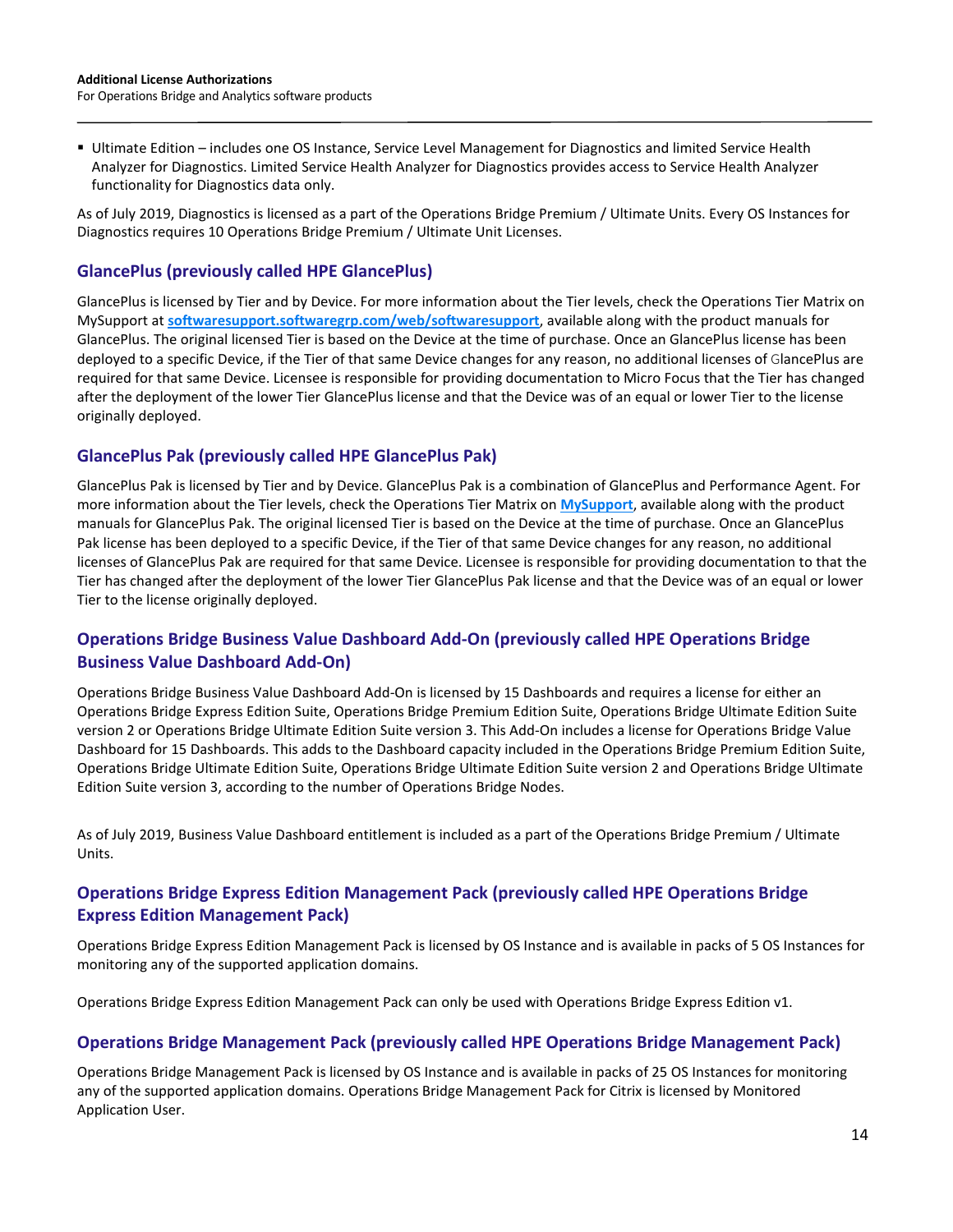- Ultimate Edition – includes one OS Instance, Service Level Management for Diagnostics and limited Service Health Analyzer for Diagnostics. Limited Service Health Analyzer for Diagnostics provides access to Service Health Analyzer functionality for Diagnostics data only.

As of July 2019, Diagnostics is licensed as a part of the Operations Bridge Premium / Ultimate Units. Every OS Instances for Diagnostics requires 10 Operations Bridge Premium / Ultimate Unit Licenses.

## GlancePlus (previously called HPE GlancePlus)

GlancePlus is licensed by Tier and by Device. For more information about the Tier levels, check the Operations Tier Matrix on MySupport at **softwaresupport.softwaregrp.com/web/softwaresupport**, available along with the product manuals for GlancePlus. The original licensed Tier is based on the Device at the time of purchase. Once an GlancePlus license has been deployed to a specific Device, if the Tier of that same Device changes for any reason, no additional licenses of GlancePlus are required for that same Device. Licensee is responsible for providing documentation to Micro Focus that the Tier has changed after the deployment of the lower Tier GlancePlus license and that the Device was of an equal or lower Tier to the license originally deployed.

## GlancePlus Pak (previously called HPE GlancePlus Pak)

GlancePlus Pak is licensed by Tier and by Device. GlancePlus Pak is a combination of GlancePlus and Performance Agent. For more information about the Tier levels, check the Operations Tier Matrix on **MySupport**, available along with the product manuals for GlancePlus Pak. The original licensed Tier is based on the Device at the time of purchase. Once an GlancePlus Pak license has been deployed to a specific Device, if the Tier of that same Device changes for any reason, no additional licenses of GlancePlus Pak are required for that same Device. Licensee is responsible for providing documentation to that the Tier has changed after the deployment of the lower Tier GlancePlus Pak license and that the Device was of an equal or lower Tier to the license originally deployed.

## Operations Bridge Business Value Dashboard Add-On (previously called HPE Operations Bridge Business Value Dashboard Add-On)

Operations Bridge Business Value Dashboard Add-On is licensed by 15 Dashboards and requires a license for either an Operations Bridge Express Edition Suite, Operations Bridge Premium Edition Suite, Operations Bridge Ultimate Edition Suite version 2 or Operations Bridge Ultimate Edition Suite version 3. This Add-On includes a license for Operations Bridge Value Dashboard for 15 Dashboards. This adds to the Dashboard capacity included in the Operations Bridge Premium Edition Suite, Operations Bridge Ultimate Edition Suite, Operations Bridge Ultimate Edition Suite version 2 and Operations Bridge Ultimate Edition Suite version 3, according to the number of Operations Bridge Nodes.

As of July 2019, Business Value Dashboard entitlement is included as a part of the Operations Bridge Premium / Ultimate Units.

## Operations Bridge Express Edition Management Pack (previously called HPE Operations Bridge Express Edition Management Pack)

Operations Bridge Express Edition Management Pack is licensed by OS Instance and is available in packs of 5 OS Instances for monitoring any of the supported application domains.

Operations Bridge Express Edition Management Pack can only be used with Operations Bridge Express Edition v1.

## Operations Bridge Management Pack (previously called HPE Operations Bridge Management Pack)

Operations Bridge Management Pack is licensed by OS Instance and is available in packs of 25 OS Instances for monitoring any of the supported application domains. Operations Bridge Management Pack for Citrix is licensed by Monitored Application User.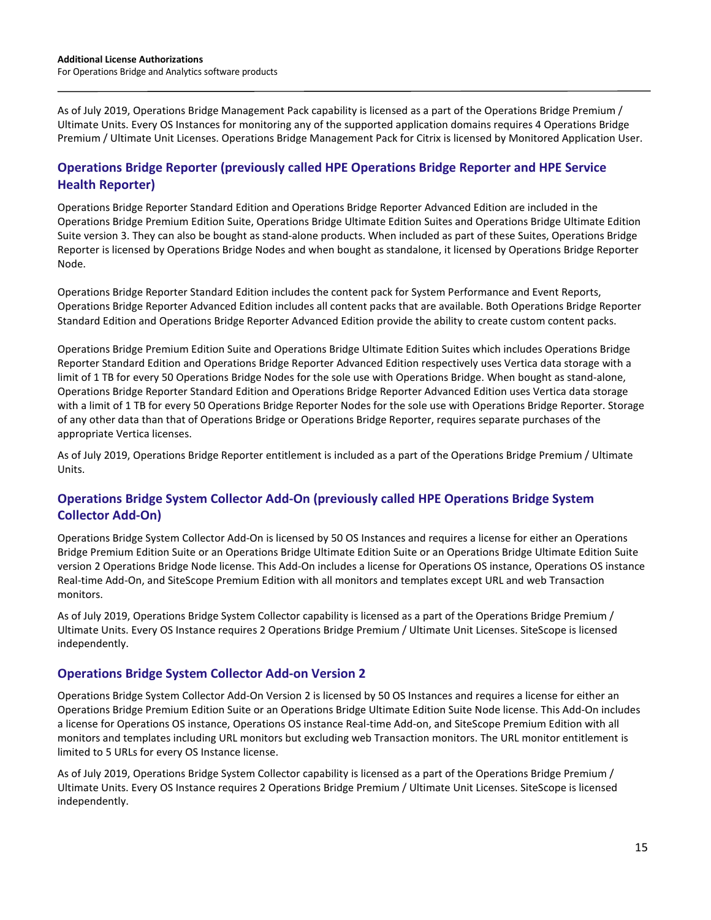As of July 2019, Operations Bridge Management Pack capability is licensed as a part of the Operations Bridge Premium / Ultimate Units. Every OS Instances for monitoring any of the supported application domains requires 4 Operations Bridge Premium / Ultimate Unit Licenses. Operations Bridge Management Pack for Citrix is licensed by Monitored Application User.

## Operations Bridge Reporter (previously called HPE Operations Bridge Reporter and HPE Service Health Reporter)

Operations Bridge Reporter Standard Edition and Operations Bridge Reporter Advanced Edition are included in the Operations Bridge Premium Edition Suite, Operations Bridge Ultimate Edition Suites and Operations Bridge Ultimate Edition Suite version 3. They can also be bought as stand-alone products. When included as part of these Suites, Operations Bridge Reporter is licensed by Operations Bridge Nodes and when bought as standalone, it licensed by Operations Bridge Reporter Node.

Operations Bridge Reporter Standard Edition includes the content pack for System Performance and Event Reports, Operations Bridge Reporter Advanced Edition includes all content packs that are available. Both Operations Bridge Reporter Standard Edition and Operations Bridge Reporter Advanced Edition provide the ability to create custom content packs.

Operations Bridge Premium Edition Suite and Operations Bridge Ultimate Edition Suites which includes Operations Bridge Reporter Standard Edition and Operations Bridge Reporter Advanced Edition respectively uses Vertica data storage with a limit of 1 TB for every 50 Operations Bridge Nodes for the sole use with Operations Bridge. When bought as stand-alone, Operations Bridge Reporter Standard Edition and Operations Bridge Reporter Advanced Edition uses Vertica data storage with a limit of 1 TB for every 50 Operations Bridge Reporter Nodes for the sole use with Operations Bridge Reporter. Storage of any other data than that of Operations Bridge or Operations Bridge Reporter, requires separate purchases of the appropriate Vertica licenses.

As of July 2019, Operations Bridge Reporter entitlement is included as a part of the Operations Bridge Premium / Ultimate Units.

## Operations Bridge System Collector Add-On (previously called HPE Operations Bridge System Collector Add-On)

Operations Bridge System Collector Add-On is licensed by 50 OS Instances and requires a license for either an Operations Bridge Premium Edition Suite or an Operations Bridge Ultimate Edition Suite or an Operations Bridge Ultimate Edition Suite version 2 Operations Bridge Node license. This Add-On includes a license for Operations OS instance, Operations OS instance Real-time Add-On, and SiteScope Premium Edition with all monitors and templates except URL and web Transaction monitors.

As of July 2019, Operations Bridge System Collector capability is licensed as a part of the Operations Bridge Premium / Ultimate Units. Every OS Instance requires 2 Operations Bridge Premium / Ultimate Unit Licenses. SiteScope is licensed independently.

## Operations Bridge System Collector Add-on Version 2

Operations Bridge System Collector Add-On Version 2 is licensed by 50 OS Instances and requires a license for either an Operations Bridge Premium Edition Suite or an Operations Bridge Ultimate Edition Suite Node license. This Add-On includes a license for Operations OS instance, Operations OS instance Real-time Add-on, and SiteScope Premium Edition with all monitors and templates including URL monitors but excluding web Transaction monitors. The URL monitor entitlement is limited to 5 URLs for every OS Instance license.

As of July 2019, Operations Bridge System Collector capability is licensed as a part of the Operations Bridge Premium / Ultimate Units. Every OS Instance requires 2 Operations Bridge Premium / Ultimate Unit Licenses. SiteScope is licensed independently.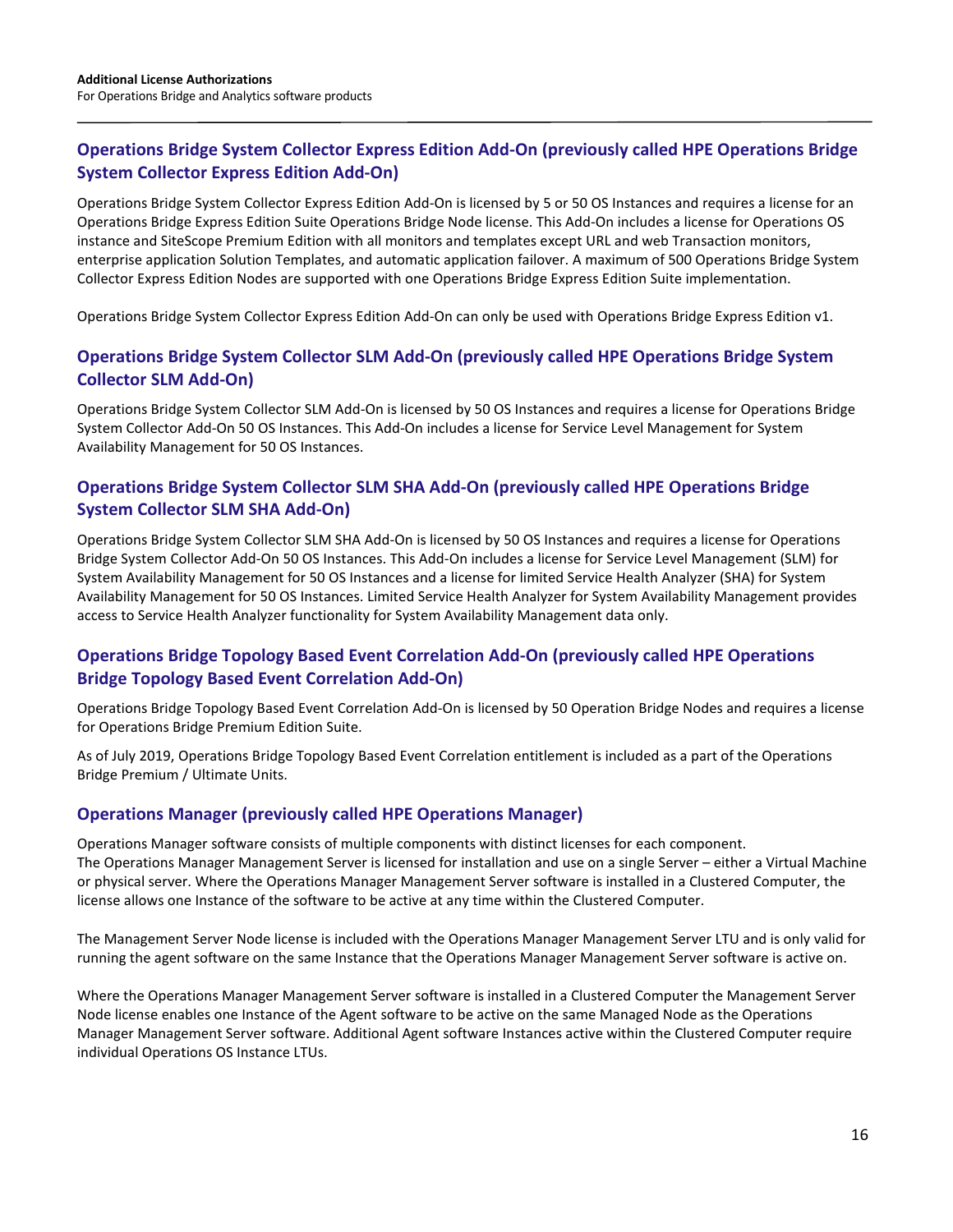## Operations Bridge System Collector Express Edition Add-On (previously called HPE Operations Bridge System Collector Express Edition Add-On)

Operations Bridge System Collector Express Edition Add-On is licensed by 5 or 50 OS Instances and requires a license for an Operations Bridge Express Edition Suite Operations Bridge Node license. This Add-On includes a license for Operations OS instance and SiteScope Premium Edition with all monitors and templates except URL and web Transaction monitors, enterprise application Solution Templates, and automatic application failover. A maximum of 500 Operations Bridge System Collector Express Edition Nodes are supported with one Operations Bridge Express Edition Suite implementation.

Operations Bridge System Collector Express Edition Add-On can only be used with Operations Bridge Express Edition v1.

## Operations Bridge System Collector SLM Add-On (previously called HPE Operations Bridge System Collector SLM Add-On)

Operations Bridge System Collector SLM Add-On is licensed by 50 OS Instances and requires a license for Operations Bridge System Collector Add-On 50 OS Instances. This Add-On includes a license for Service Level Management for System Availability Management for 50 OS Instances.

## Operations Bridge System Collector SLM SHA Add-On (previously called HPE Operations Bridge System Collector SLM SHA Add-On)

Operations Bridge System Collector SLM SHA Add-On is licensed by 50 OS Instances and requires a license for Operations Bridge System Collector Add-On 50 OS Instances. This Add-On includes a license for Service Level Management (SLM) for System Availability Management for 50 OS Instances and a license for limited Service Health Analyzer (SHA) for System Availability Management for 50 OS Instances. Limited Service Health Analyzer for System Availability Management provides access to Service Health Analyzer functionality for System Availability Management data only.

## Operations Bridge Topology Based Event Correlation Add-On (previously called HPE Operations Bridge Topology Based Event Correlation Add-On)

Operations Bridge Topology Based Event Correlation Add-On is licensed by 50 Operation Bridge Nodes and requires a license for Operations Bridge Premium Edition Suite.

As of July 2019, Operations Bridge Topology Based Event Correlation entitlement is included as a part of the Operations Bridge Premium / Ultimate Units.

## Operations Manager (previously called HPE Operations Manager)

Operations Manager software consists of multiple components with distinct licenses for each component.
The Operations Manager Management Server is licensed for installation and use on a single Server – either a Virtual Machine or physical server. Where the Operations Manager Management Server software is installed in a Clustered Computer, the license allows one Instance of the software to be active at any time within the Clustered Computer.

The Management Server Node license is included with the Operations Manager Management Server LTU and is only valid for running the agent software on the same Instance that the Operations Manager Management Server software is active on.

Where the Operations Manager Management Server software is installed in a Clustered Computer the Management Server Node license enables one Instance of the Agent software to be active on the same Managed Node as the Operations Manager Management Server software. Additional Agent software Instances active within the Clustered Computer require individual Operations OS Instance LTUs.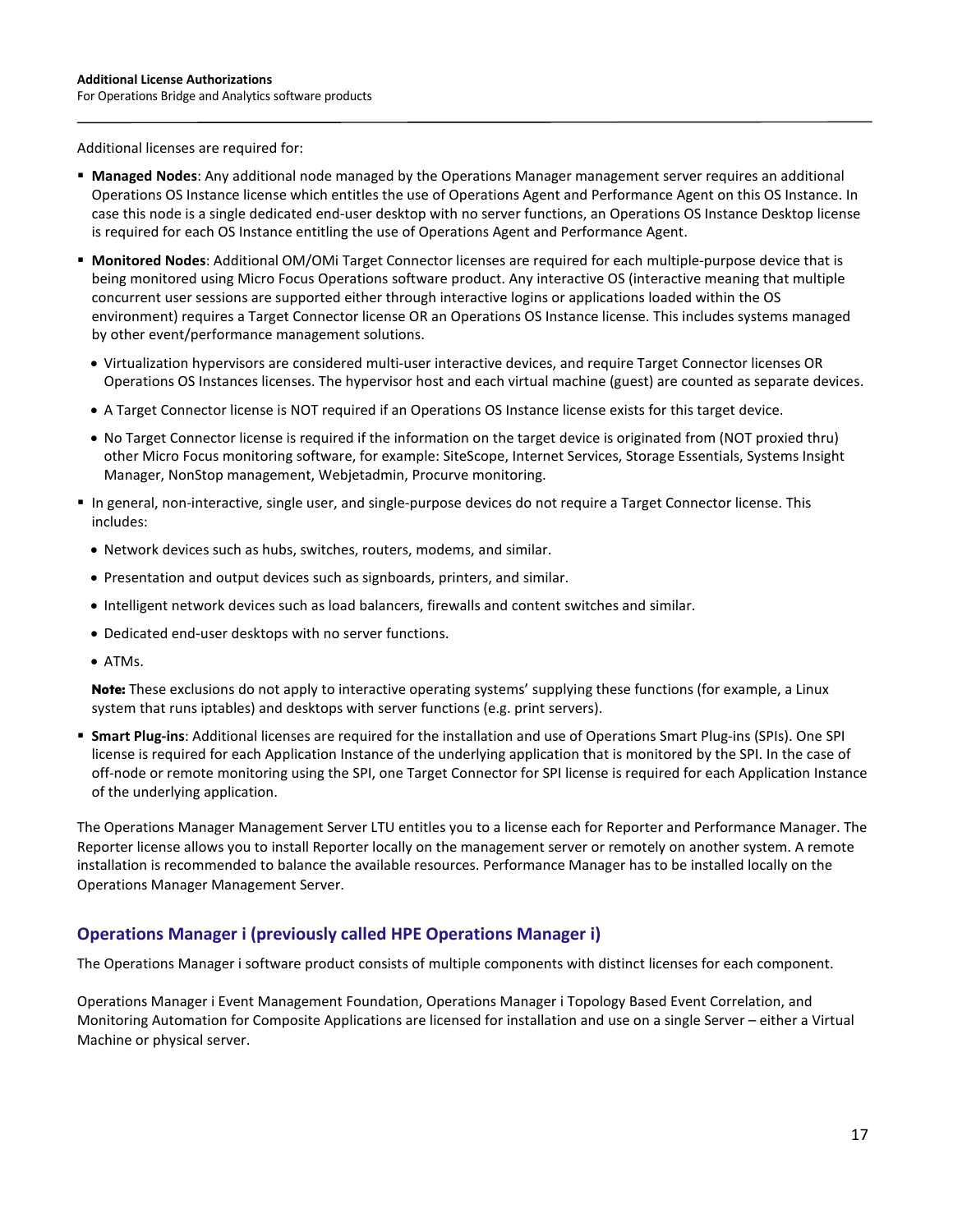Additional licenses are required for:

- **Managed Nodes**: Any additional node managed by the Operations Manager management server requires an additional Operations OS Instance license which entitles the use of Operations Agent and Performance Agent on this OS Instance. In case this node is a single dedicated end-user desktop with no server functions, an Operations OS Instance Desktop license is required for each OS Instance entitling the use of Operations Agent and Performance Agent.
- **Monitored Nodes**: Additional OM/OMi Target Connector licenses are required for each multiple-purpose device that is being monitored using Micro Focus Operations software product. Any interactive OS (interactive meaning that multiple concurrent user sessions are supported either through interactive logins or applications loaded within the OS environment) requires a Target Connector license OR an Operations OS Instance license. This includes systems managed by other event/performance management solutions.
  - Virtualization hypervisors are considered multi-user interactive devices, and require Target Connector licenses OR Operations OS Instances licenses. The hypervisor host and each virtual machine (guest) are counted as separate devices.
  - A Target Connector license is NOT required if an Operations OS Instance license exists for this target device.
  - No Target Connector license is required if the information on the target device is originated from (NOT proxied thru) other Micro Focus monitoring software, for example: SiteScope, Internet Services, Storage Essentials, Systems Insight Manager, NonStop management, Webjetadmin, Procurve monitoring.
- In general, non-interactive, single user, and single-purpose devices do not require a Target Connector license. This includes:
  - Network devices such as hubs, switches, routers, modems, and similar.
  - Presentation and output devices such as signboards, printers, and similar.
  - Intelligent network devices such as load balancers, firewalls and content switches and similar.
  - Dedicated end-user desktops with no server functions.
  - ATMs.

  **Note:** These exclusions do not apply to interactive operating systems' supplying these functions (for example, a Linux system that runs iptables) and desktops with server functions (e.g. print servers).
- **Smart Plug-ins**: Additional licenses are required for the installation and use of Operations Smart Plug-ins (SPIs). One SPI license is required for each Application Instance of the underlying application that is monitored by the SPI. In the case of off-node or remote monitoring using the SPI, one Target Connector for SPI license is required for each Application Instance of the underlying application.

The Operations Manager Management Server LTU entitles you to a license each for Reporter and Performance Manager. The Reporter license allows you to install Reporter locally on the management server or remotely on another system. A remote installation is recommended to balance the available resources. Performance Manager has to be installed locally on the Operations Manager Management Server.

## Operations Manager i (previously called HPE Operations Manager i)

The Operations Manager i software product consists of multiple components with distinct licenses for each component.

Operations Manager i Event Management Foundation, Operations Manager i Topology Based Event Correlation, and Monitoring Automation for Composite Applications are licensed for installation and use on a single Server – either a Virtual Machine or physical server.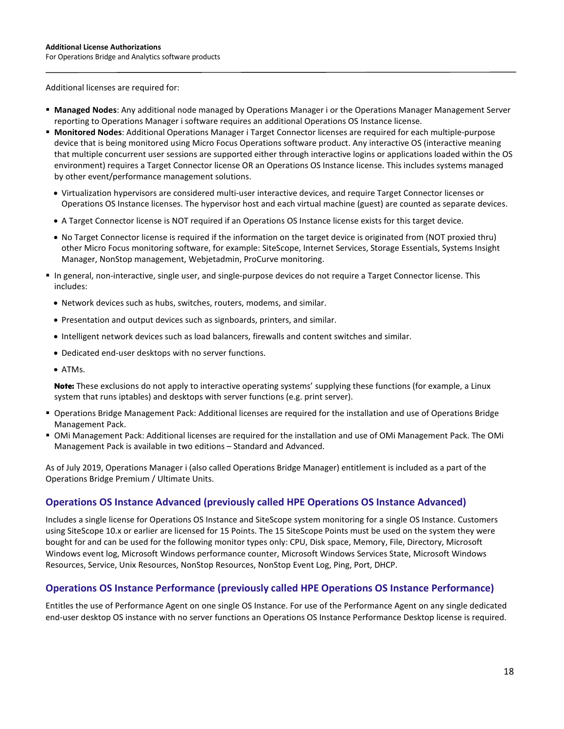Additional licenses are required for:

- **Managed Nodes**: Any additional node managed by Operations Manager i or the Operations Manager Management Server reporting to Operations Manager i software requires an additional Operations OS Instance license.
- **Monitored Nodes**: Additional Operations Manager i Target Connector licenses are required for each multiple-purpose device that is being monitored using Micro Focus Operations software product. Any interactive OS (interactive meaning that multiple concurrent user sessions are supported either through interactive logins or applications loaded within the OS environment) requires a Target Connector license OR an Operations OS Instance license. This includes systems managed by other event/performance management solutions.
  - Virtualization hypervisors are considered multi-user interactive devices, and require Target Connector licenses or Operations OS Instance licenses. The hypervisor host and each virtual machine (guest) are counted as separate devices.
  - A Target Connector license is NOT required if an Operations OS Instance license exists for this target device.
  - No Target Connector license is required if the information on the target device is originated from (NOT proxied thru) other Micro Focus monitoring software, for example: SiteScope, Internet Services, Storage Essentials, Systems Insight Manager, NonStop management, Webjetadmin, ProCurve monitoring.
- In general, non-interactive, single user, and single-purpose devices do not require a Target Connector license. This includes:
  - Network devices such as hubs, switches, routers, modems, and similar.
  - Presentation and output devices such as signboards, printers, and similar.
  - Intelligent network devices such as load balancers, firewalls and content switches and similar.
  - Dedicated end-user desktops with no server functions.
  - ATMs.

  **Note:** These exclusions do not apply to interactive operating systems' supplying these functions (for example, a Linux system that runs iptables) and desktops with server functions (e.g. print server).
- Operations Bridge Management Pack: Additional licenses are required for the installation and use of Operations Bridge Management Pack.
- OMi Management Pack: Additional licenses are required for the installation and use of OMi Management Pack. The OMi Management Pack is available in two editions – Standard and Advanced.

As of July 2019, Operations Manager i (also called Operations Bridge Manager) entitlement is included as a part of the Operations Bridge Premium / Ultimate Units.

## Operations OS Instance Advanced (previously called HPE Operations OS Instance Advanced)

Includes a single license for Operations OS Instance and SiteScope system monitoring for a single OS Instance. Customers using SiteScope 10.x or earlier are licensed for 15 Points. The 15 SiteScope Points must be used on the system they were bought for and can be used for the following monitor types only: CPU, Disk space, Memory, File, Directory, Microsoft Windows event log, Microsoft Windows performance counter, Microsoft Windows Services State, Microsoft Windows Resources, Service, Unix Resources, NonStop Resources, NonStop Event Log, Ping, Port, DHCP.

## Operations OS Instance Performance (previously called HPE Operations OS Instance Performance)

Entitles the use of Performance Agent on one single OS Instance. For use of the Performance Agent on any single dedicated end-user desktop OS instance with no server functions an Operations OS Instance Performance Desktop license is required.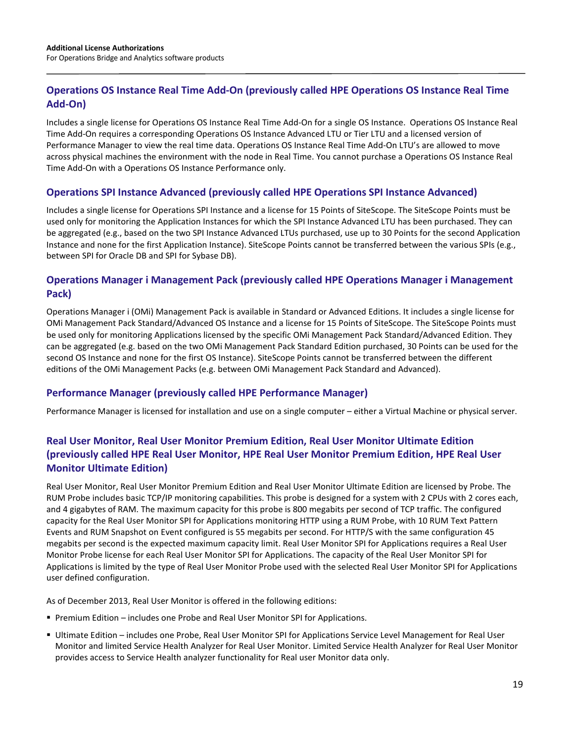### Operations OS Instance Real Time Add-On (previously called HPE Operations OS Instance Real Time Add-On)

Includes a single license for Operations OS Instance Real Time Add-On for a single OS Instance. Operations OS Instance Real Time Add-On requires a corresponding Operations OS Instance Advanced LTU or Tier LTU and a licensed version of Performance Manager to view the real time data. Operations OS Instance Real Time Add-On LTU's are allowed to move across physical machines the environment with the node in Real Time. You cannot purchase a Operations OS Instance Real Time Add-On with a Operations OS Instance Performance only.

### Operations SPI Instance Advanced (previously called HPE Operations SPI Instance Advanced)

Includes a single license for Operations SPI Instance and a license for 15 Points of SiteScope. The SiteScope Points must be used only for monitoring the Application Instances for which the SPI Instance Advanced LTU has been purchased. They can be aggregated (e.g., based on the two SPI Instance Advanced LTUs purchased, use up to 30 Points for the second Application Instance and none for the first Application Instance). SiteScope Points cannot be transferred between the various SPIs (e.g., between SPI for Oracle DB and SPI for Sybase DB).

### Operations Manager i Management Pack (previously called HPE Operations Manager i Management Pack)

Operations Manager i (OMi) Management Pack is available in Standard or Advanced Editions. It includes a single license for OMi Management Pack Standard/Advanced OS Instance and a license for 15 Points of SiteScope. The SiteScope Points must be used only for monitoring Applications licensed by the specific OMi Management Pack Standard/Advanced Edition. They can be aggregated (e.g. based on the two OMi Management Pack Standard Edition purchased, 30 Points can be used for the second OS Instance and none for the first OS Instance). SiteScope Points cannot be transferred between the different editions of the OMi Management Packs (e.g. between OMi Management Pack Standard and Advanced).

### Performance Manager (previously called HPE Performance Manager)

Performance Manager is licensed for installation and use on a single computer – either a Virtual Machine or physical server.

### Real User Monitor, Real User Monitor Premium Edition, Real User Monitor Ultimate Edition (previously called HPE Real User Monitor, HPE Real User Monitor Premium Edition, HPE Real User Monitor Ultimate Edition)

Real User Monitor, Real User Monitor Premium Edition and Real User Monitor Ultimate Edition are licensed by Probe. The RUM Probe includes basic TCP/IP monitoring capabilities. This probe is designed for a system with 2 CPUs with 2 cores each, and 4 gigabytes of RAM. The maximum capacity for this probe is 800 megabits per second of TCP traffic. The configured capacity for the Real User Monitor SPI for Applications monitoring HTTP using a RUM Probe, with 10 RUM Text Pattern Events and RUM Snapshot on Event configured is 55 megabits per second. For HTTP/S with the same configuration 45 megabits per second is the expected maximum capacity limit. Real User Monitor SPI for Applications requires a Real User Monitor Probe license for each Real User Monitor SPI for Applications. The capacity of the Real User Monitor SPI for Applications is limited by the type of Real User Monitor Probe used with the selected Real User Monitor SPI for Applications user defined configuration.

As of December 2013, Real User Monitor is offered in the following editions:

- Premium Edition – includes one Probe and Real User Monitor SPI for Applications.
- Ultimate Edition – includes one Probe, Real User Monitor SPI for Applications Service Level Management for Real User Monitor and limited Service Health Analyzer for Real User Monitor. Limited Service Health Analyzer for Real User Monitor provides access to Service Health analyzer functionality for Real user Monitor data only.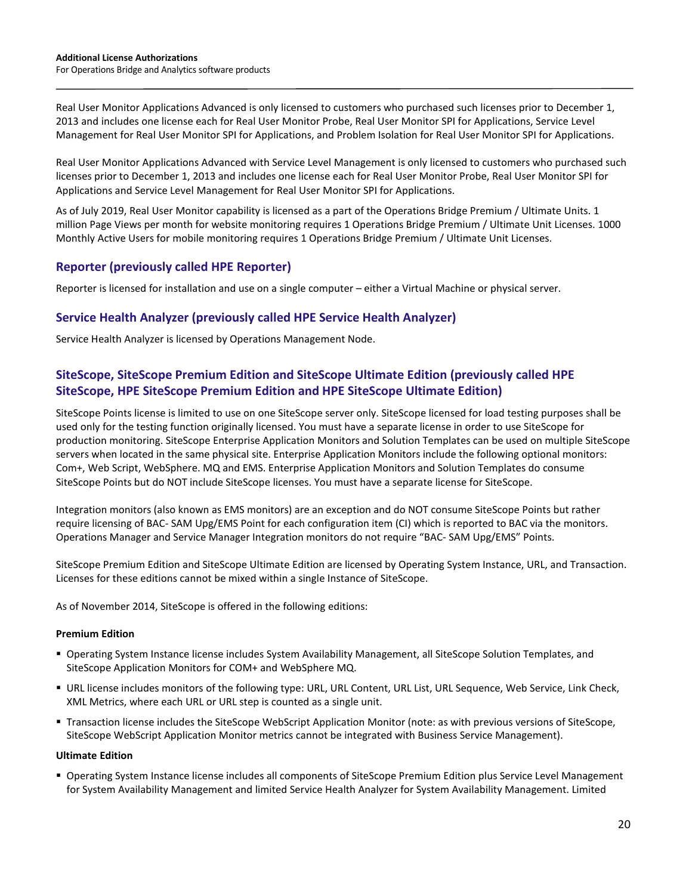Real User Monitor Applications Advanced is only licensed to customers who purchased such licenses prior to December 1, 2013 and includes one license each for Real User Monitor Probe, Real User Monitor SPI for Applications, Service Level Management for Real User Monitor SPI for Applications, and Problem Isolation for Real User Monitor SPI for Applications.

Real User Monitor Applications Advanced with Service Level Management is only licensed to customers who purchased such licenses prior to December 1, 2013 and includes one license each for Real User Monitor Probe, Real User Monitor SPI for Applications and Service Level Management for Real User Monitor SPI for Applications.

As of July 2019, Real User Monitor capability is licensed as a part of the Operations Bridge Premium / Ultimate Units. 1 million Page Views per month for website monitoring requires 1 Operations Bridge Premium / Ultimate Unit Licenses. 1000 Monthly Active Users for mobile monitoring requires 1 Operations Bridge Premium / Ultimate Unit Licenses.

## Reporter (previously called HPE Reporter)

Reporter is licensed for installation and use on a single computer – either a Virtual Machine or physical server.

## Service Health Analyzer (previously called HPE Service Health Analyzer)

Service Health Analyzer is licensed by Operations Management Node.

## SiteScope, SiteScope Premium Edition and SiteScope Ultimate Edition (previously called HPE SiteScope, HPE SiteScope Premium Edition and HPE SiteScope Ultimate Edition)

SiteScope Points license is limited to use on one SiteScope server only. SiteScope licensed for load testing purposes shall be used only for the testing function originally licensed. You must have a separate license in order to use SiteScope for production monitoring. SiteScope Enterprise Application Monitors and Solution Templates can be used on multiple SiteScope servers when located in the same physical site. Enterprise Application Monitors include the following optional monitors: Com+, Web Script, WebSphere. MQ and EMS. Enterprise Application Monitors and Solution Templates do consume SiteScope Points but do NOT include SiteScope licenses. You must have a separate license for SiteScope.

Integration monitors (also known as EMS monitors) are an exception and do NOT consume SiteScope Points but rather require licensing of BAC- SAM Upg/EMS Point for each configuration item (CI) which is reported to BAC via the monitors. Operations Manager and Service Manager Integration monitors do not require “BAC- SAM Upg/EMS” Points.

SiteScope Premium Edition and SiteScope Ultimate Edition are licensed by Operating System Instance, URL, and Transaction. Licenses for these editions cannot be mixed within a single Instance of SiteScope.

As of November 2014, SiteScope is offered in the following editions:

**Premium Edition**

- Operating System Instance license includes System Availability Management, all SiteScope Solution Templates, and SiteScope Application Monitors for COM+ and WebSphere MQ.
- URL license includes monitors of the following type: URL, URL Content, URL List, URL Sequence, Web Service, Link Check, XML Metrics, where each URL or URL step is counted as a single unit.
- Transaction license includes the SiteScope WebScript Application Monitor (note: as with previous versions of SiteScope, SiteScope WebScript Application Monitor metrics cannot be integrated with Business Service Management).

**Ultimate Edition**

- Operating System Instance license includes all components of SiteScope Premium Edition plus Service Level Management for System Availability Management and limited Service Health Analyzer for System Availability Management. Limited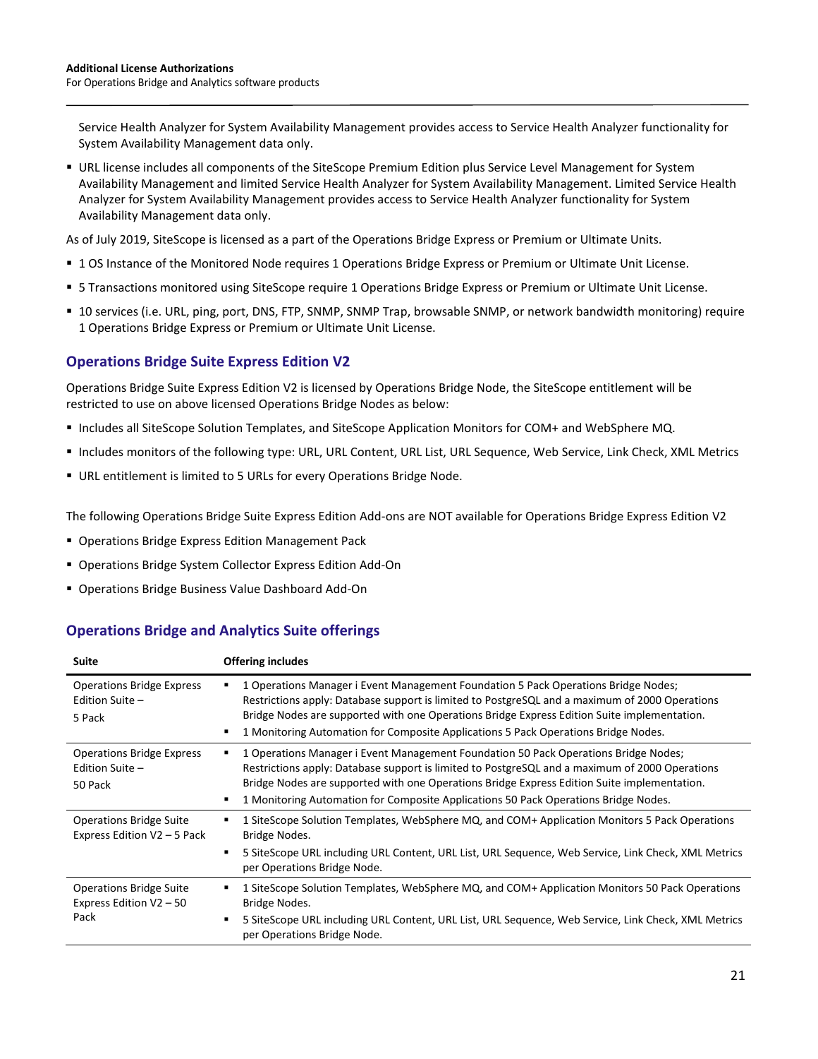Service Health Analyzer for System Availability Management provides access to Service Health Analyzer functionality for System Availability Management data only.

- URL license includes all components of the SiteScope Premium Edition plus Service Level Management for System Availability Management and limited Service Health Analyzer for System Availability Management. Limited Service Health Analyzer for System Availability Management provides access to Service Health Analyzer functionality for System Availability Management data only.

As of July 2019, SiteScope is licensed as a part of the Operations Bridge Express or Premium or Ultimate Units.

- 1 OS Instance of the Monitored Node requires 1 Operations Bridge Express or Premium or Ultimate Unit License.
- 5 Transactions monitored using SiteScope require 1 Operations Bridge Express or Premium or Ultimate Unit License.
- 10 services (i.e. URL, ping, port, DNS, FTP, SNMP, SNMP Trap, browsable SNMP, or network bandwidth monitoring) require 1 Operations Bridge Express or Premium or Ultimate Unit License.

## Operations Bridge Suite Express Edition V2

Operations Bridge Suite Express Edition V2 is licensed by Operations Bridge Node, the SiteScope entitlement will be restricted to use on above licensed Operations Bridge Nodes as below:

- Includes all SiteScope Solution Templates, and SiteScope Application Monitors for COM+ and WebSphere MQ.
- Includes monitors of the following type: URL, URL Content, URL List, URL Sequence, Web Service, Link Check, XML Metrics
- URL entitlement is limited to 5 URLs for every Operations Bridge Node.

The following Operations Bridge Suite Express Edition Add-ons are NOT available for Operations Bridge Express Edition V2

- Operations Bridge Express Edition Management Pack
- Operations Bridge System Collector Express Edition Add-On
- Operations Bridge Business Value Dashboard Add-On

## Operations Bridge and Analytics Suite offerings

| Suite | Offering includes |
|---|---|
| Operations Bridge Express Edition Suite – 5 Pack | ▪ 1 Operations Manager i Event Management Foundation 5 Pack Operations Bridge Nodes; Restrictions apply: Database support is limited to PostgreSQL and a maximum of 2000 Operations Bridge Nodes are supported with one Operations Bridge Express Edition Suite implementation.<br>▪ 1 Monitoring Automation for Composite Applications 5 Pack Operations Bridge Nodes. |
| Operations Bridge Express Edition Suite – 50 Pack | ▪ 1 Operations Manager i Event Management Foundation 50 Pack Operations Bridge Nodes; Restrictions apply: Database support is limited to PostgreSQL and a maximum of 2000 Operations Bridge Nodes are supported with one Operations Bridge Express Edition Suite implementation.<br>▪ 1 Monitoring Automation for Composite Applications 50 Pack Operations Bridge Nodes. |
| Operations Bridge Suite Express Edition V2 – 5 Pack | ▪ 1 SiteScope Solution Templates, WebSphere MQ, and COM+ Application Monitors 5 Pack Operations Bridge Nodes.<br>▪ 5 SiteScope URL including URL Content, URL List, URL Sequence, Web Service, Link Check, XML Metrics per Operations Bridge Node. |
| Operations Bridge Suite Express Edition V2 – 50 Pack | ▪ 1 SiteScope Solution Templates, WebSphere MQ, and COM+ Application Monitors 50 Pack Operations Bridge Nodes.<br>▪ 5 SiteScope URL including URL Content, URL List, URL Sequence, Web Service, Link Check, XML Metrics per Operations Bridge Node. |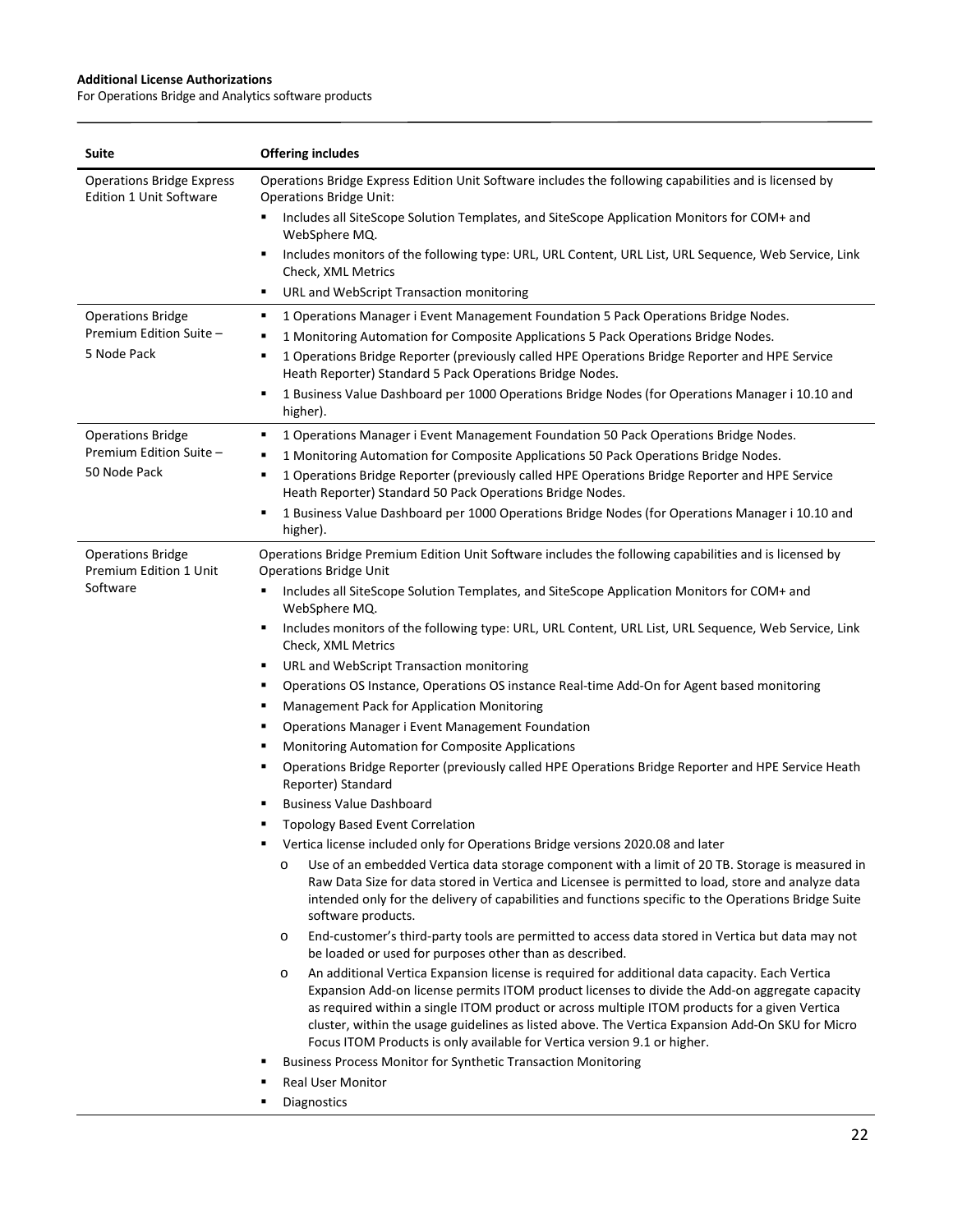| Suite | Offering includes |
| --- | --- |
| Operations Bridge Express Edition 1 Unit Software | Operations Bridge Express Edition Unit Software includes the following capabilities and is licensed by Operations Bridge Unit:<br>▪ Includes all SiteScope Solution Templates, and SiteScope Application Monitors for COM+ and WebSphere MQ.<br>▪ Includes monitors of the following type: URL, URL Content, URL List, URL Sequence, Web Service, Link Check, XML Metrics<br>▪ URL and WebScript Transaction monitoring |
| Operations Bridge Premium Edition Suite – 5 Node Pack | ▪ 1 Operations Manager i Event Management Foundation 5 Pack Operations Bridge Nodes.<br>▪ 1 Monitoring Automation for Composite Applications 5 Pack Operations Bridge Nodes.<br>▪ 1 Operations Bridge Reporter (previously called HPE Operations Bridge Reporter and HPE Service Heath Reporter) Standard 5 Pack Operations Bridge Nodes.<br>▪ 1 Business Value Dashboard per 1000 Operations Bridge Nodes (for Operations Manager i 10.10 and higher). |
| Operations Bridge Premium Edition Suite – 50 Node Pack | ▪ 1 Operations Manager i Event Management Foundation 50 Pack Operations Bridge Nodes.<br>▪ 1 Monitoring Automation for Composite Applications 50 Pack Operations Bridge Nodes.<br>▪ 1 Operations Bridge Reporter (previously called HPE Operations Bridge Reporter and HPE Service Heath Reporter) Standard 50 Pack Operations Bridge Nodes.<br>▪ 1 Business Value Dashboard per 1000 Operations Bridge Nodes (for Operations Manager i 10.10 and higher). |
| Operations Bridge Premium Edition 1 Unit Software | Operations Bridge Premium Edition Unit Software includes the following capabilities and is licensed by Operations Bridge Unit<br>▪ Includes all SiteScope Solution Templates, and SiteScope Application Monitors for COM+ and WebSphere MQ.<br>▪ Includes monitors of the following type: URL, URL Content, URL List, URL Sequence, Web Service, Link Check, XML Metrics<br>▪ URL and WebScript Transaction monitoring<br>▪ Operations OS Instance, Operations OS instance Real-time Add-On for Agent based monitoring<br>▪ Management Pack for Application Monitoring<br>▪ Operations Manager i Event Management Foundation<br>▪ Monitoring Automation for Composite Applications<br>▪ Operations Bridge Reporter (previously called HPE Operations Bridge Reporter and HPE Service Heath Reporter) Standard<br>▪ Business Value Dashboard<br>▪ Topology Based Event Correlation<br>▪ Vertica license included only for Operations Bridge versions 2020.08 and later<br>&nbsp;&nbsp;o Use of an embedded Vertica data storage component with a limit of 20 TB. Storage is measured in Raw Data Size for data stored in Vertica and Licensee is permitted to load, store and analyze data intended only for the delivery of capabilities and functions specific to the Operations Bridge Suite software products.<br>&nbsp;&nbsp;o End-customer's third-party tools are permitted to access data stored in Vertica but data may not be loaded or used for purposes other than as described.<br>&nbsp;&nbsp;o An additional Vertica Expansion license is required for additional data capacity. Each Vertica Expansion Add-on license permits ITOM product licenses to divide the Add-on aggregate capacity as required within a single ITOM product or across multiple ITOM products for a given Vertica cluster, within the usage guidelines as listed above. The Vertica Expansion Add-On SKU for Micro Focus ITOM Products is only available for Vertica version 9.1 or higher.<br>▪ Business Process Monitor for Synthetic Transaction Monitoring<br>▪ Real User Monitor<br>▪ Diagnostics |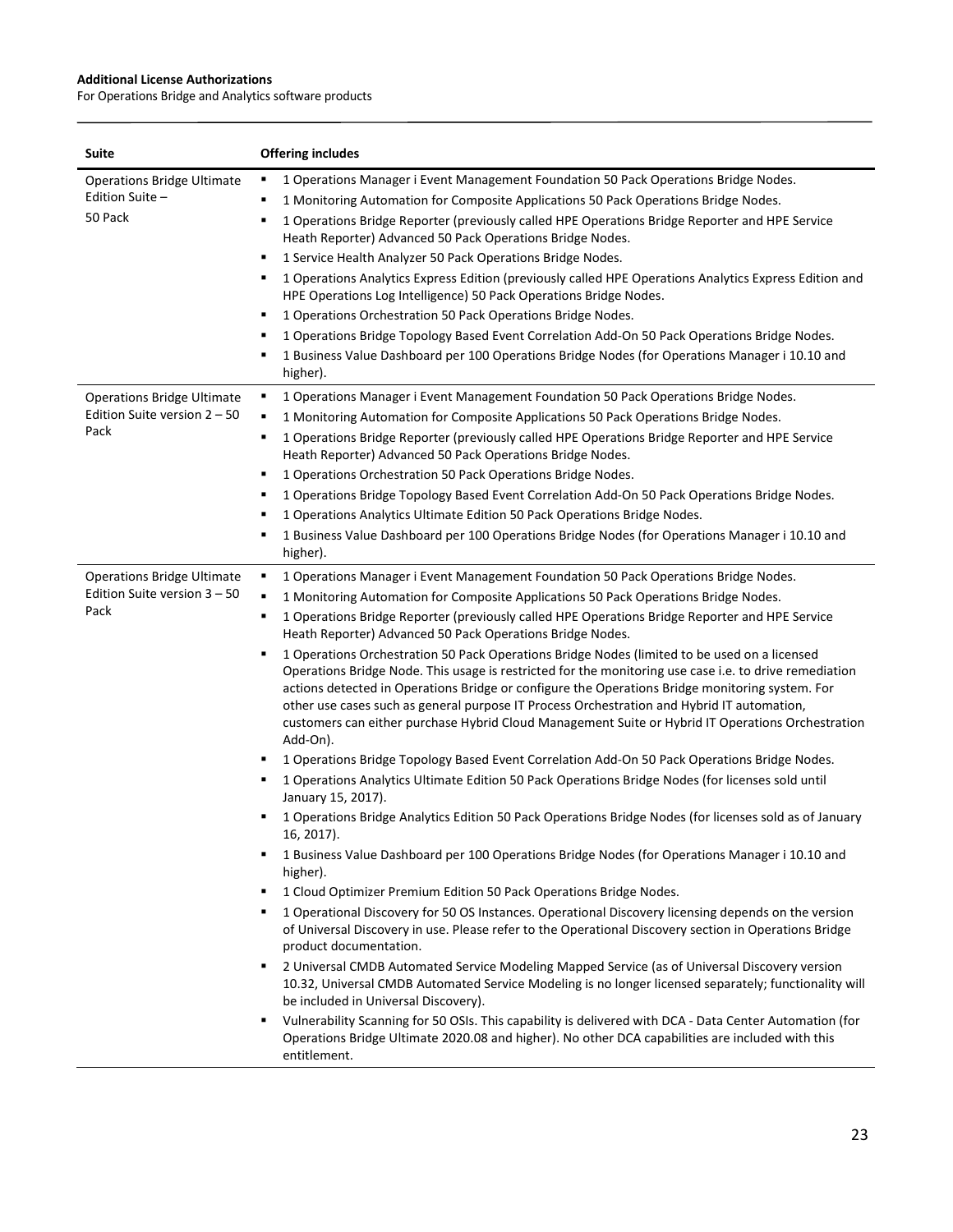| Suite | Offering includes |
|---|---|
| Operations Bridge Ultimate Edition Suite – 50 Pack | ▪ 1 Operations Manager i Event Management Foundation 50 Pack Operations Bridge Nodes.<br>▪ 1 Monitoring Automation for Composite Applications 50 Pack Operations Bridge Nodes.<br>▪ 1 Operations Bridge Reporter (previously called HPE Operations Bridge Reporter and HPE Service Heath Reporter) Advanced 50 Pack Operations Bridge Nodes.<br>▪ 1 Service Health Analyzer 50 Pack Operations Bridge Nodes.<br>▪ 1 Operations Analytics Express Edition (previously called HPE Operations Analytics Express Edition and HPE Operations Log Intelligence) 50 Pack Operations Bridge Nodes.<br>▪ 1 Operations Orchestration 50 Pack Operations Bridge Nodes.<br>▪ 1 Operations Bridge Topology Based Event Correlation Add-On 50 Pack Operations Bridge Nodes.<br>▪ 1 Business Value Dashboard per 100 Operations Bridge Nodes (for Operations Manager i 10.10 and higher). |
| Operations Bridge Ultimate Edition Suite version 2 – 50 Pack | ▪ 1 Operations Manager i Event Management Foundation 50 Pack Operations Bridge Nodes.<br>▪ 1 Monitoring Automation for Composite Applications 50 Pack Operations Bridge Nodes.<br>▪ 1 Operations Bridge Reporter (previously called HPE Operations Bridge Reporter and HPE Service Heath Reporter) Advanced 50 Pack Operations Bridge Nodes.<br>▪ 1 Operations Orchestration 50 Pack Operations Bridge Nodes.<br>▪ 1 Operations Bridge Topology Based Event Correlation Add-On 50 Pack Operations Bridge Nodes.<br>▪ 1 Operations Analytics Ultimate Edition 50 Pack Operations Bridge Nodes.<br>▪ 1 Business Value Dashboard per 100 Operations Bridge Nodes (for Operations Manager i 10.10 and higher). |
| Operations Bridge Ultimate Edition Suite version 3 – 50 Pack | ▪ 1 Operations Manager i Event Management Foundation 50 Pack Operations Bridge Nodes.<br>▪ 1 Monitoring Automation for Composite Applications 50 Pack Operations Bridge Nodes.<br>▪ 1 Operations Bridge Reporter (previously called HPE Operations Bridge Reporter and HPE Service Heath Reporter) Advanced 50 Pack Operations Bridge Nodes.<br>▪ 1 Operations Orchestration 50 Pack Operations Bridge Nodes (limited to be used on a licensed Operations Bridge Node. This usage is restricted for the monitoring use case i.e. to drive remediation actions detected in Operations Bridge or configure the Operations Bridge monitoring system. For other use cases such as general purpose IT Process Orchestration and Hybrid IT automation, customers can either purchase Hybrid Cloud Management Suite or Hybrid IT Operations Orchestration Add-On).<br>▪ 1 Operations Bridge Topology Based Event Correlation Add-On 50 Pack Operations Bridge Nodes.<br>▪ 1 Operations Analytics Ultimate Edition 50 Pack Operations Bridge Nodes (for licenses sold until January 15, 2017).<br>▪ 1 Operations Bridge Analytics Edition 50 Pack Operations Bridge Nodes (for licenses sold as of January 16, 2017).<br>▪ 1 Business Value Dashboard per 100 Operations Bridge Nodes (for Operations Manager i 10.10 and higher).<br>▪ 1 Cloud Optimizer Premium Edition 50 Pack Operations Bridge Nodes.<br>▪ 1 Operational Discovery for 50 OS Instances. Operational Discovery licensing depends on the version of Universal Discovery in use. Please refer to the Operational Discovery section in Operations Bridge product documentation.<br>▪ 2 Universal CMDB Automated Service Modeling Mapped Service (as of Universal Discovery version 10.32, Universal CMDB Automated Service Modeling is no longer licensed separately; functionality will be included in Universal Discovery).<br>▪ Vulnerability Scanning for 50 OSIs. This capability is delivered with DCA - Data Center Automation (for Operations Bridge Ultimate 2020.08 and higher). No other DCA capabilities are included with this entitlement. |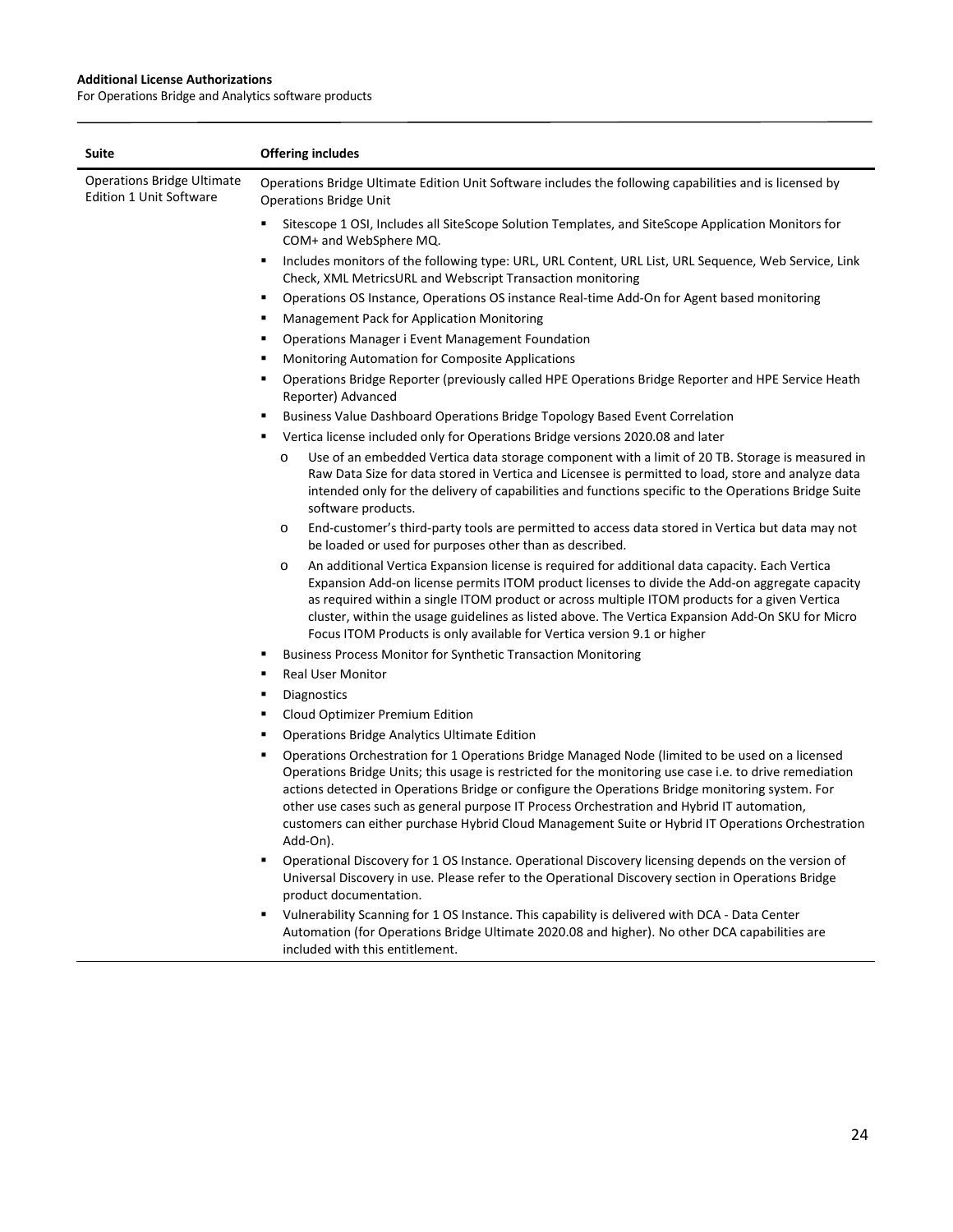| Suite | Offering includes |
|---|---|
| Operations Bridge Ultimate Edition 1 Unit Software | Operations Bridge Ultimate Edition Unit Software includes the following capabilities and is licensed by Operations Bridge Unit<br>▪ Sitescope 1 OSI, Includes all SiteScope Solution Templates, and SiteScope Application Monitors for COM+ and WebSphere MQ.<br>▪ Includes monitors of the following type: URL, URL Content, URL List, URL Sequence, Web Service, Link Check, XML MetricsURL and Webscript Transaction monitoring<br>▪ Operations OS Instance, Operations OS instance Real-time Add-On for Agent based monitoring<br>▪ Management Pack for Application Monitoring<br>▪ Operations Manager i Event Management Foundation<br>▪ Monitoring Automation for Composite Applications<br>▪ Operations Bridge Reporter (previously called HPE Operations Bridge Reporter and HPE Service Heath Reporter) Advanced<br>▪ Business Value Dashboard Operations Bridge Topology Based Event Correlation<br>▪ Vertica license included only for Operations Bridge versions 2020.08 and later<br>o Use of an embedded Vertica data storage component with a limit of 20 TB. Storage is measured in Raw Data Size for data stored in Vertica and Licensee is permitted to load, store and analyze data intended only for the delivery of capabilities and functions specific to the Operations Bridge Suite software products.<br>o End-customer's third-party tools are permitted to access data stored in Vertica but data may not be loaded or used for purposes other than as described.<br>o An additional Vertica Expansion license is required for additional data capacity. Each Vertica Expansion Add-on license permits ITOM product licenses to divide the Add-on aggregate capacity as required within a single ITOM product or across multiple ITOM products for a given Vertica cluster, within the usage guidelines as listed above. The Vertica Expansion Add-On SKU for Micro Focus ITOM Products is only available for Vertica version 9.1 or higher<br>▪ Business Process Monitor for Synthetic Transaction Monitoring<br>▪ Real User Monitor<br>▪ Diagnostics<br>▪ Cloud Optimizer Premium Edition<br>▪ Operations Bridge Analytics Ultimate Edition<br>▪ Operations Orchestration for 1 Operations Bridge Managed Node (limited to be used on a licensed Operations Bridge Units; this usage is restricted for the monitoring use case i.e. to drive remediation actions detected in Operations Bridge or configure the Operations Bridge monitoring system. For other use cases such as general purpose IT Process Orchestration and Hybrid IT automation, customers can either purchase Hybrid Cloud Management Suite or Hybrid IT Operations Orchestration Add-On).<br>▪ Operational Discovery for 1 OS Instance. Operational Discovery licensing depends on the version of Universal Discovery in use. Please refer to the Operational Discovery section in Operations Bridge product documentation.<br>▪ Vulnerability Scanning for 1 OS Instance. This capability is delivered with DCA - Data Center Automation (for Operations Bridge Ultimate 2020.08 and higher). No other DCA capabilities are included with this entitlement. |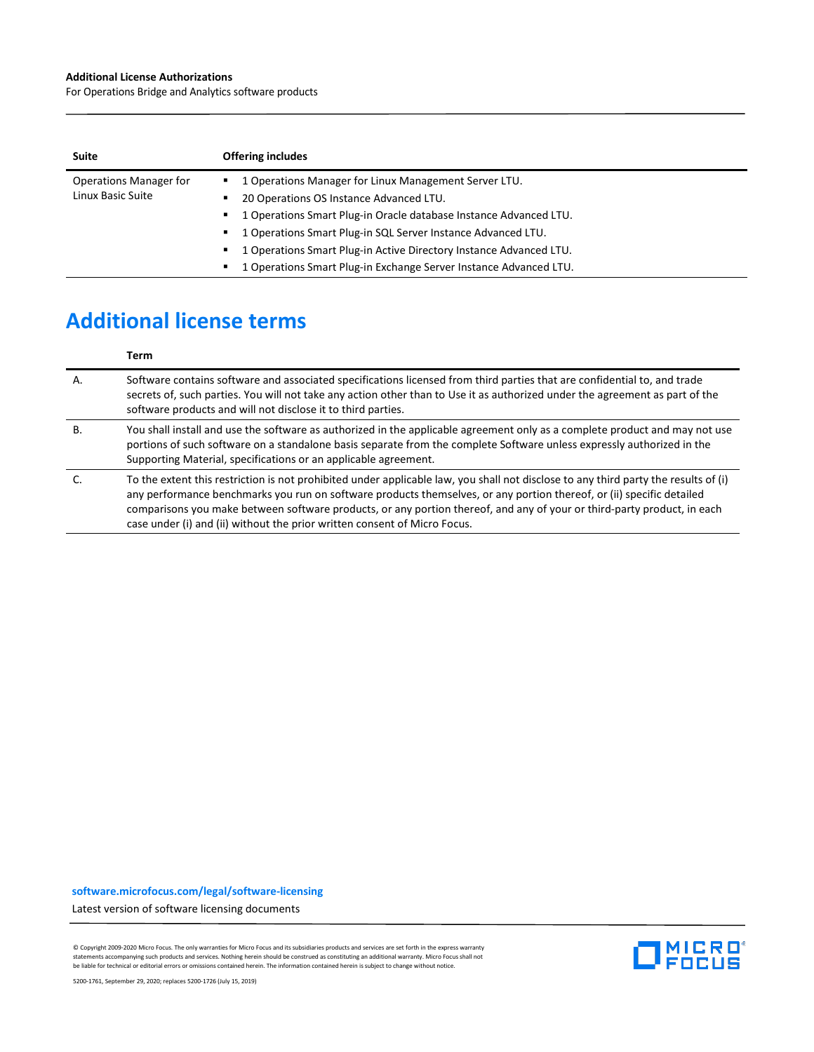| Suite | Offering includes |
| --- | --- |
| Operations Manager for Linux Basic Suite | ▪ 1 Operations Manager for Linux Management Server LTU.<br>▪ 20 Operations OS Instance Advanced LTU.<br>▪ 1 Operations Smart Plug-in Oracle database Instance Advanced LTU.<br>▪ 1 Operations Smart Plug-in SQL Server Instance Advanced LTU.<br>▪ 1 Operations Smart Plug-in Active Directory Instance Advanced LTU.<br>▪ 1 Operations Smart Plug-in Exchange Server Instance Advanced LTU. |

## Additional license terms

| | Term |
| --- | --- |
| A. | Software contains software and associated specifications licensed from third parties that are confidential to, and trade secrets of, such parties. You will not take any action other than to Use it as authorized under the agreement as part of the software products and will not disclose it to third parties. |
| B. | You shall install and use the software as authorized in the applicable agreement only as a complete product and may not use portions of such software on a standalone basis separate from the complete Software unless expressly authorized in the Supporting Material, specifications or an applicable agreement. |
| C. | To the extent this restriction is not prohibited under applicable law, you shall not disclose to any third party the results of (i) any performance benchmarks you run on software products themselves, or any portion thereof, or (ii) specific detailed comparisons you make between software products, or any portion thereof, and any of your or third-party product, in each case under (i) and (ii) without the prior written consent of Micro Focus. |

**software.microfocus.com/legal/software-licensing**

Latest version of software licensing documents

© Copyright 2009-2020 Micro Focus. The only warranties for Micro Focus and its subsidiaries products and services are set forth in the express warranty statements accompanying such products and services. Nothing herein should be construed as constituting an additional warranty. Micro Focus shall not be liable for technical or editorial errors or omissions contained herein. The information contained herein is subject to change without notice.

5200-1761, September 29, 2020; replaces 5200-1726 (July 15, 2019)